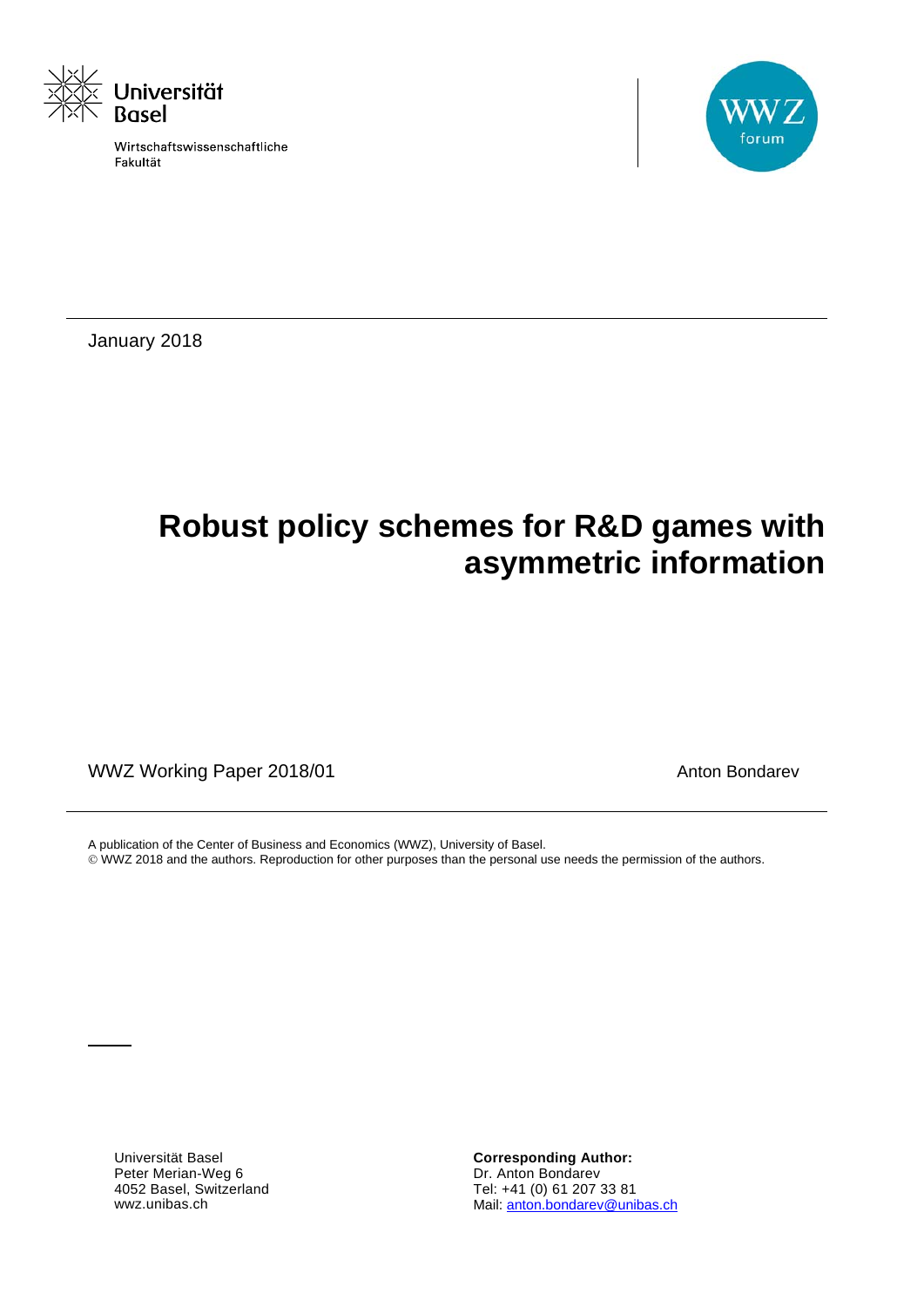Universität Basel

Wirtschaftswissenschaftliche Fakultät

WWZ forum

January 2018

# Robust policy schemes for R&D games with asymmetric information

WWZ Working Paper 2018/01

Anton Bondarev

A publication of the Center of Business and Economics (WWZ), University of Basel.
© WWZ 2018 and the authors. Reproduction for other purposes than the personal use needs the permission of the authors.

Universität Basel
Peter Merian-Weg 6
4052 Basel, Switzerland
wwz.unibas.ch

**Corresponding Author:**
Dr. Anton Bondarev
Tel: +41 (0) 61 207 33 81
Mail: anton.bondarev@unibas.ch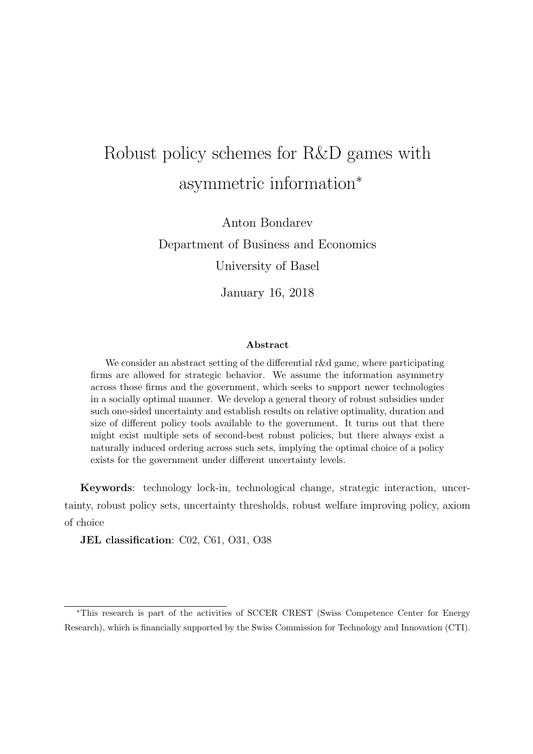# Robust policy schemes for R&D games with asymmetric information*

Anton Bondarev

Department of Business and Economics

University of Basel

January 16, 2018

### Abstract

We consider an abstract setting of the differential r&d game, where participating firms are allowed for strategic behavior. We assume the information asymmetry across those firms and the government, which seeks to support newer technologies in a socially optimal manner. We develop a general theory of robust subsidies under such one-sided uncertainty and establish results on relative optimality, duration and size of different policy tools available to the government. It turns out that there might exist multiple sets of second-best robust policies, but there always exist a naturally induced ordering across such sets, implying the optimal choice of a policy exists for the government under different uncertainty levels.

**Keywords**: technology lock-in, technological change, strategic interaction, uncertainty, robust policy sets, uncertainty thresholds, robust welfare improving policy, axiom of choice

**JEL classification**: C02, C61, O31, O38

*This research is part of the activities of SCCER CREST (Swiss Competence Center for Energy Research), which is financially supported by the Swiss Commission for Technology and Innovation (CTI).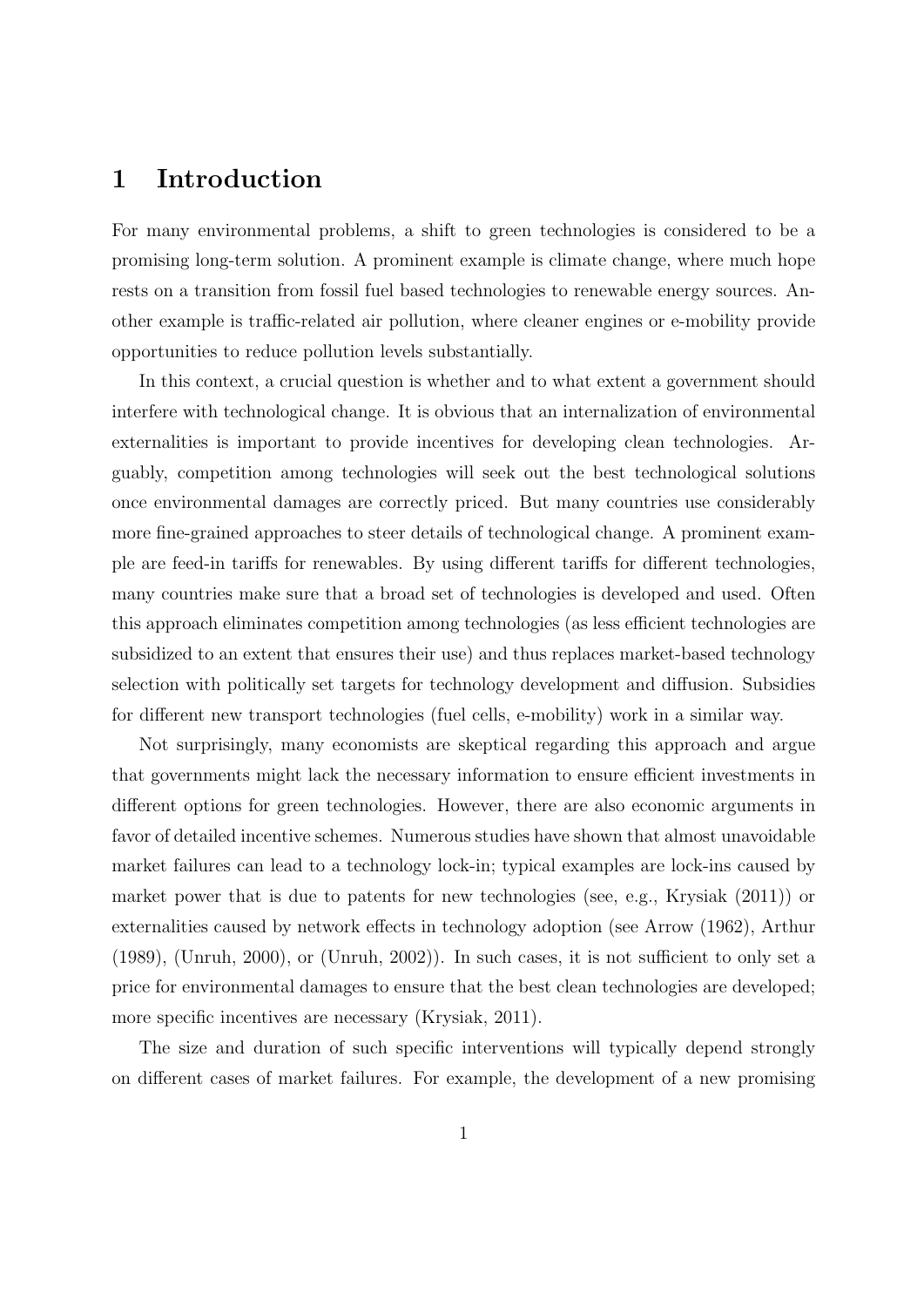# 1 Introduction

For many environmental problems, a shift to green technologies is considered to be a promising long-term solution. A prominent example is climate change, where much hope rests on a transition from fossil fuel based technologies to renewable energy sources. Another example is traffic-related air pollution, where cleaner engines or e-mobility provide opportunities to reduce pollution levels substantially.

In this context, a crucial question is whether and to what extent a government should interfere with technological change. It is obvious that an internalization of environmental externalities is important to provide incentives for developing clean technologies. Arguably, competition among technologies will seek out the best technological solutions once environmental damages are correctly priced. But many countries use considerably more fine-grained approaches to steer details of technological change. A prominent example are feed-in tariffs for renewables. By using different tariffs for different technologies, many countries make sure that a broad set of technologies is developed and used. Often this approach eliminates competition among technologies (as less efficient technologies are subsidized to an extent that ensures their use) and thus replaces market-based technology selection with politically set targets for technology development and diffusion. Subsidies for different new transport technologies (fuel cells, e-mobility) work in a similar way.

Not surprisingly, many economists are skeptical regarding this approach and argue that governments might lack the necessary information to ensure efficient investments in different options for green technologies. However, there are also economic arguments in favor of detailed incentive schemes. Numerous studies have shown that almost unavoidable market failures can lead to a technology lock-in; typical examples are lock-ins caused by market power that is due to patents for new technologies (see, e.g., Krysiak (2011)) or externalities caused by network effects in technology adoption (see Arrow (1962), Arthur (1989), (Unruh, 2000), or (Unruh, 2002)). In such cases, it is not sufficient to only set a price for environmental damages to ensure that the best clean technologies are developed; more specific incentives are necessary (Krysiak, 2011).

The size and duration of such specific interventions will typically depend strongly on different cases of market failures. For example, the development of a new promising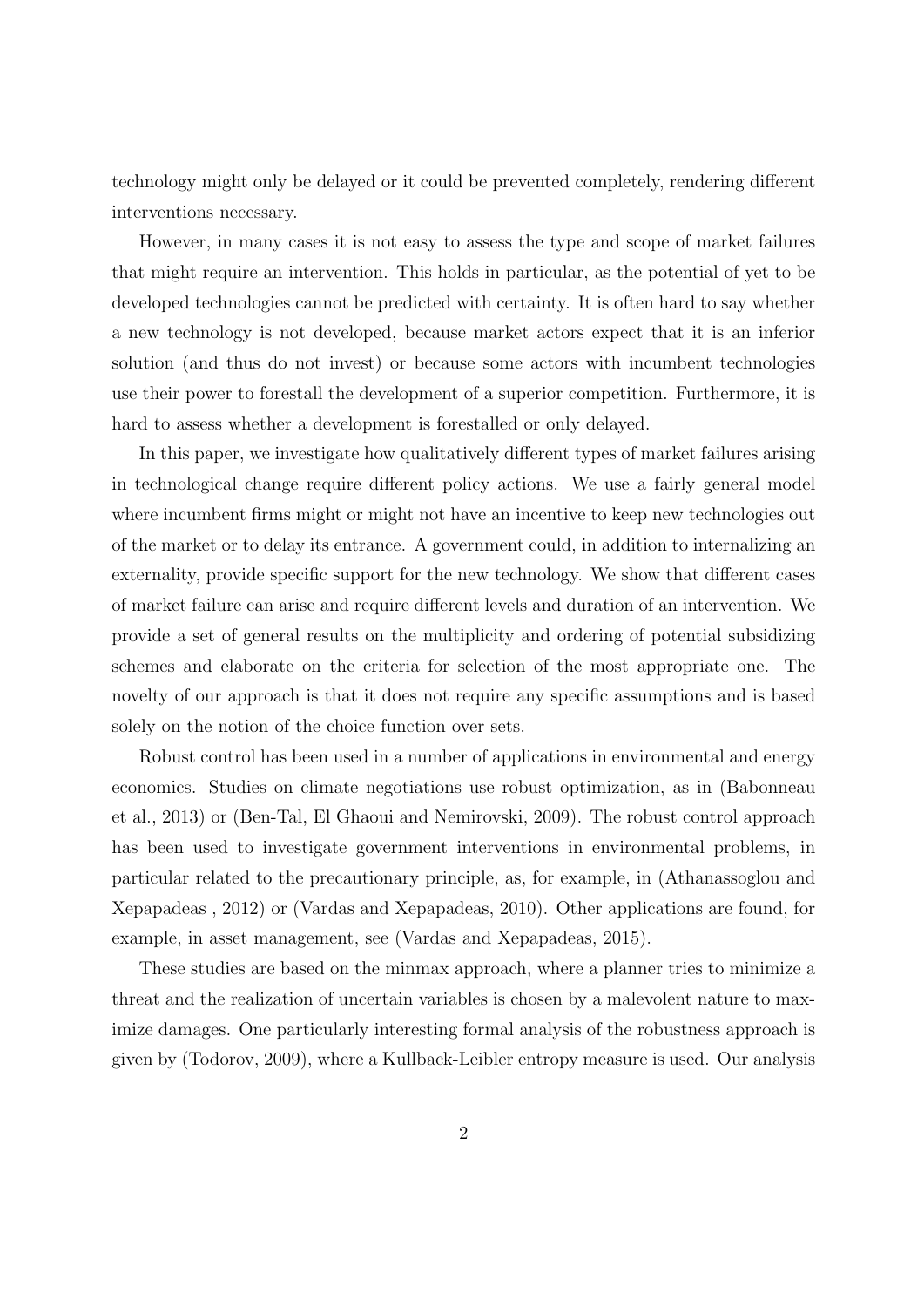technology might only be delayed or it could be prevented completely, rendering different interventions necessary.

However, in many cases it is not easy to assess the type and scope of market failures that might require an intervention. This holds in particular, as the potential of yet to be developed technologies cannot be predicted with certainty. It is often hard to say whether a new technology is not developed, because market actors expect that it is an inferior solution (and thus do not invest) or because some actors with incumbent technologies use their power to forestall the development of a superior competition. Furthermore, it is hard to assess whether a development is forestalled or only delayed.

In this paper, we investigate how qualitatively different types of market failures arising in technological change require different policy actions. We use a fairly general model where incumbent firms might or might not have an incentive to keep new technologies out of the market or to delay its entrance. A government could, in addition to internalizing an externality, provide specific support for the new technology. We show that different cases of market failure can arise and require different levels and duration of an intervention. We provide a set of general results on the multiplicity and ordering of potential subsidizing schemes and elaborate on the criteria for selection of the most appropriate one. The novelty of our approach is that it does not require any specific assumptions and is based solely on the notion of the choice function over sets.

Robust control has been used in a number of applications in environmental and energy economics. Studies on climate negotiations use robust optimization, as in (Babonneau et al., 2013) or (Ben-Tal, El Ghaoui and Nemirovski, 2009). The robust control approach has been used to investigate government interventions in environmental problems, in particular related to the precautionary principle, as, for example, in (Athanassoglou and Xepapadeas , 2012) or (Vardas and Xepapadeas, 2010). Other applications are found, for example, in asset management, see (Vardas and Xepapadeas, 2015).

These studies are based on the minmax approach, where a planner tries to minimize a threat and the realization of uncertain variables is chosen by a malevolent nature to maximize damages. One particularly interesting formal analysis of the robustness approach is given by (Todorov, 2009), where a Kullback-Leibler entropy measure is used. Our analysis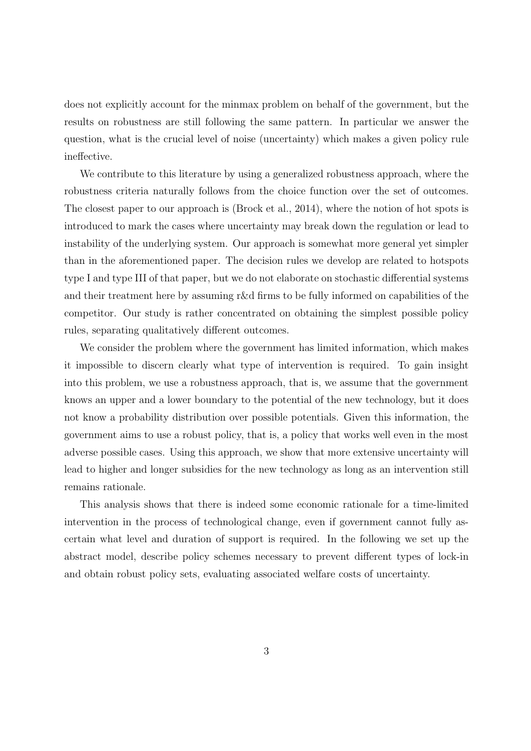does not explicitly account for the minmax problem on behalf of the government, but the results on robustness are still following the same pattern. In particular we answer the question, what is the crucial level of noise (uncertainty) which makes a given policy rule ineffective.

We contribute to this literature by using a generalized robustness approach, where the robustness criteria naturally follows from the choice function over the set of outcomes. The closest paper to our approach is (Brock et al., 2014), where the notion of hot spots is introduced to mark the cases where uncertainty may break down the regulation or lead to instability of the underlying system. Our approach is somewhat more general yet simpler than in the aforementioned paper. The decision rules we develop are related to hotspots type I and type III of that paper, but we do not elaborate on stochastic differential systems and their treatment here by assuming r&d firms to be fully informed on capabilities of the competitor. Our study is rather concentrated on obtaining the simplest possible policy rules, separating qualitatively different outcomes.

We consider the problem where the government has limited information, which makes it impossible to discern clearly what type of intervention is required. To gain insight into this problem, we use a robustness approach, that is, we assume that the government knows an upper and a lower boundary to the potential of the new technology, but it does not know a probability distribution over possible potentials. Given this information, the government aims to use a robust policy, that is, a policy that works well even in the most adverse possible cases. Using this approach, we show that more extensive uncertainty will lead to higher and longer subsidies for the new technology as long as an intervention still remains rationale.

This analysis shows that there is indeed some economic rationale for a time-limited intervention in the process of technological change, even if government cannot fully ascertain what level and duration of support is required. In the following we set up the abstract model, describe policy schemes necessary to prevent different types of lock-in and obtain robust policy sets, evaluating associated welfare costs of uncertainty.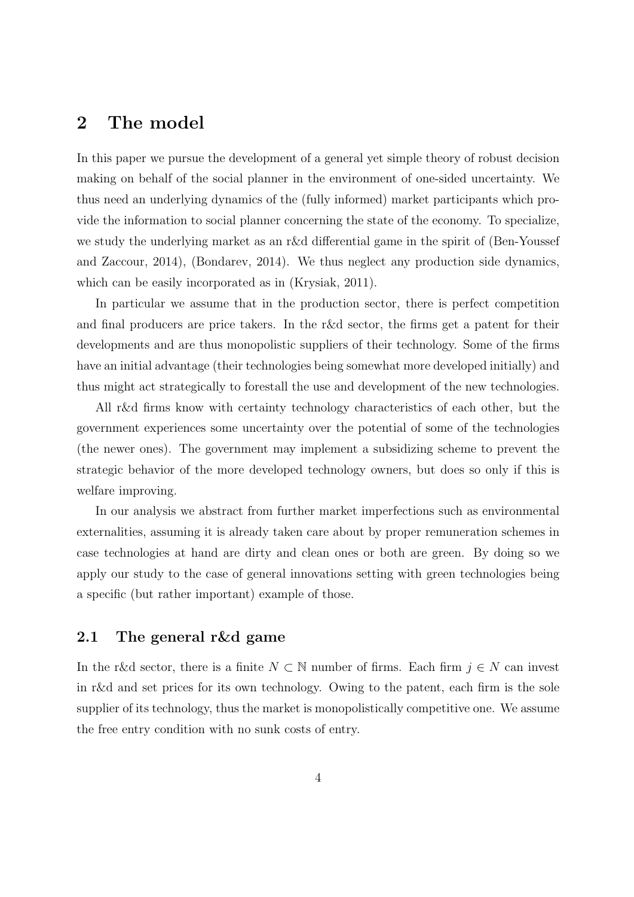## 2 The model

In this paper we pursue the development of a general yet simple theory of robust decision making on behalf of the social planner in the environment of one-sided uncertainty. We thus need an underlying dynamics of the (fully informed) market participants which provide the information to social planner concerning the state of the economy. To specialize, we study the underlying market as an r&d differential game in the spirit of (Ben-Youssef and Zaccour, 2014), (Bondarev, 2014). We thus neglect any production side dynamics, which can be easily incorporated as in (Krysiak, 2011).

In particular we assume that in the production sector, there is perfect competition and final producers are price takers. In the r&d sector, the firms get a patent for their developments and are thus monopolistic suppliers of their technology. Some of the firms have an initial advantage (their technologies being somewhat more developed initially) and thus might act strategically to forestall the use and development of the new technologies.

All r&d firms know with certainty technology characteristics of each other, but the government experiences some uncertainty over the potential of some of the technologies (the newer ones). The government may implement a subsidizing scheme to prevent the strategic behavior of the more developed technology owners, but does so only if this is welfare improving.

In our analysis we abstract from further market imperfections such as environmental externalities, assuming it is already taken care about by proper remuneration schemes in case technologies at hand are dirty and clean ones or both are green. By doing so we apply our study to the case of general innovations setting with green technologies being a specific (but rather important) example of those.

### 2.1 The general r&d game

In the r&d sector, there is a finite $N \subset \mathbb{N}$ number of firms. Each firm $j \in N$ can invest in r&d and set prices for its own technology. Owing to the patent, each firm is the sole supplier of its technology, thus the market is monopolistically competitive one. We assume the free entry condition with no sunk costs of entry.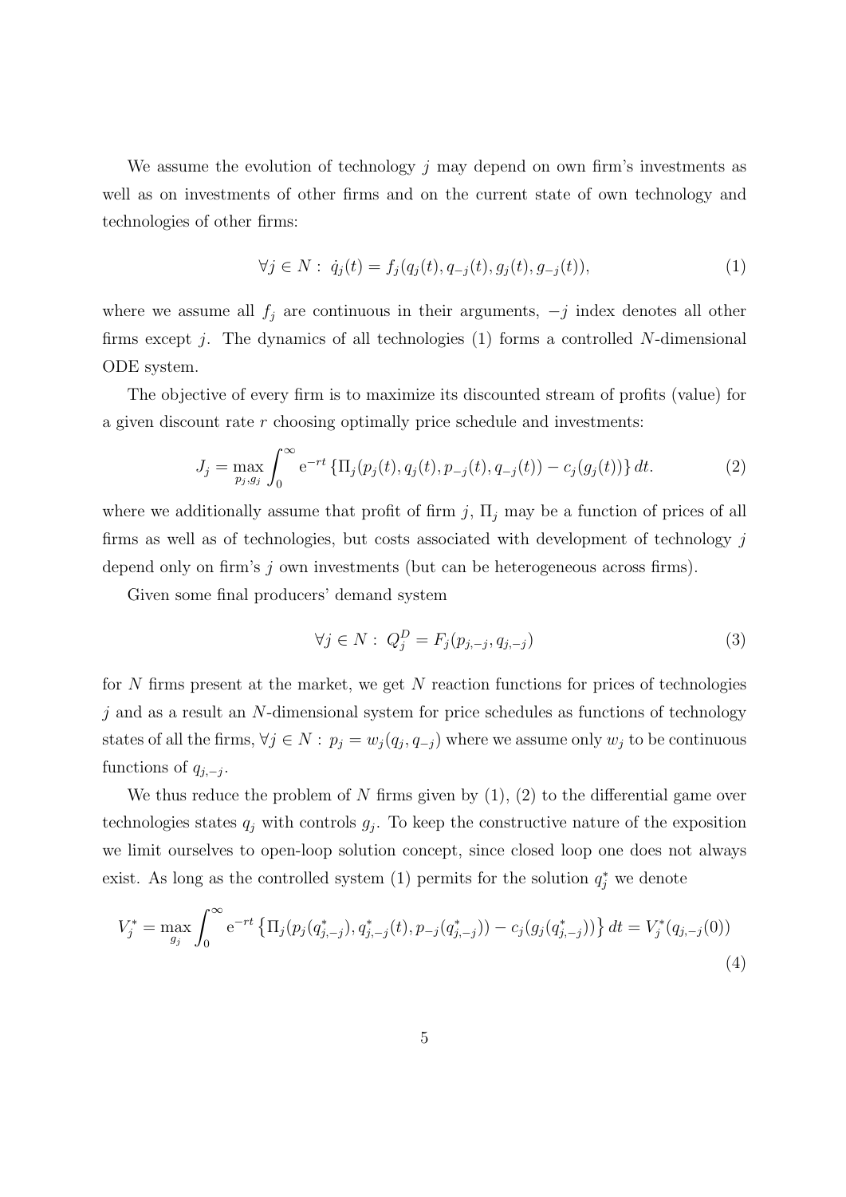We assume the evolution of technology $j$ may depend on own firm's investments as well as on investments of other firms and on the current state of own technology and technologies of other firms:

$$\forall j \in N: \; \dot{q}_j(t) = f_j(q_j(t), q_{-j}(t), g_j(t), g_{-j}(t)), \tag{1}$$

where we assume all $f_j$ are continuous in their arguments, $-j$ index denotes all other firms except $j$. The dynamics of all technologies (1) forms a controlled $N$-dimensional ODE system.

The objective of every firm is to maximize its discounted stream of profits (value) for a given discount rate $r$ choosing optimally price schedule and investments:

$$J_j = \max_{p_j, g_j} \int_0^{\infty} \mathrm{e}^{-rt} \left\{ \Pi_j(p_j(t), q_j(t), p_{-j}(t), q_{-j}(t)) - c_j(g_j(t)) \right\} dt. \tag{2}$$

where we additionally assume that profit of firm $j$, $\Pi_j$ may be a function of prices of all firms as well as of technologies, but costs associated with development of technology $j$ depend only on firm's $j$ own investments (but can be heterogeneous across firms).

Given some final producers' demand system

$$\forall j \in N: \; Q_j^D = F_j(p_{j,-j}, q_{j,-j}) \tag{3}$$

for $N$ firms present at the market, we get $N$ reaction functions for prices of technologies $j$ and as a result an $N$-dimensional system for price schedules as functions of technology states of all the firms, $\forall j \in N: \; p_j = w_j(q_j, q_{-j})$ where we assume only $w_j$ to be continuous functions of $q_{j,-j}$.

We thus reduce the problem of $N$ firms given by (1), (2) to the differential game over technologies states $q_j$ with controls $g_j$. To keep the constructive nature of the exposition we limit ourselves to open-loop solution concept, since closed loop one does not always exist. As long as the controlled system (1) permits for the solution $q_j^*$ we denote

$$V_j^* = \max_{g_j} \int_0^{\infty} \mathrm{e}^{-rt} \left\{ \Pi_j(p_j(q_{j,-j}^*), q_{j,-j}^*(t), p_{-j}(q_{j,-j}^*)) - c_j(g_j(q_{j,-j}^*)) \right\} dt = V_j^*(q_{j,-j}(0)) \tag{4}$$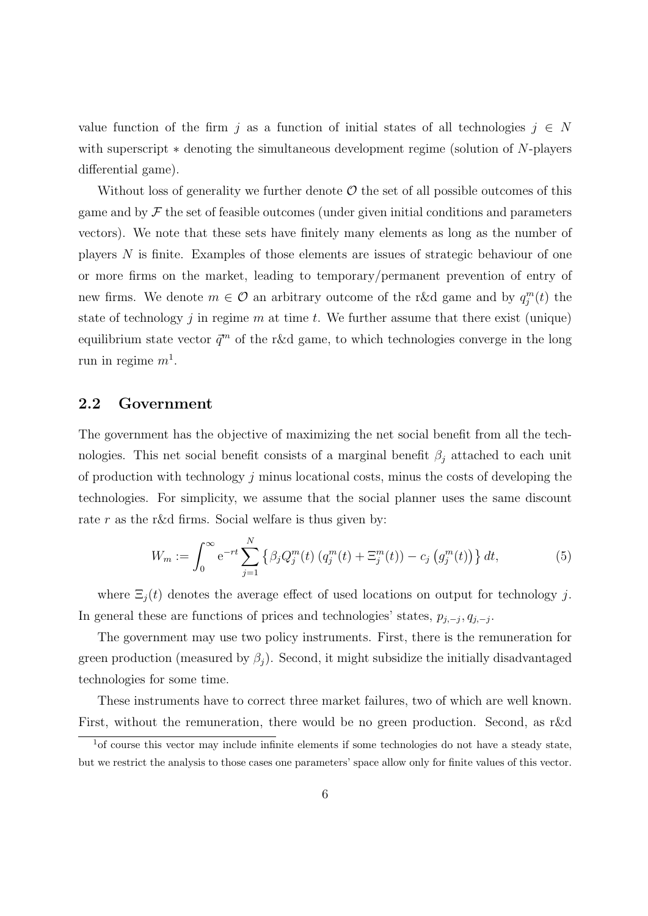value function of the firm $j$ as a function of initial states of all technologies $j \in N$ with superscript $*$ denoting the simultaneous development regime (solution of $N$-players differential game).

Without loss of generality we further denote $\mathcal{O}$ the set of all possible outcomes of this game and by $\mathcal{F}$ the set of feasible outcomes (under given initial conditions and parameters vectors). We note that these sets have finitely many elements as long as the number of players $N$ is finite. Examples of those elements are issues of strategic behaviour of one or more firms on the market, leading to temporary/permanent prevention of entry of new firms. We denote $m \in \mathcal{O}$ an arbitrary outcome of the r&d game and by $q_j^m(t)$ the state of technology $j$ in regime $m$ at time $t$. We further assume that there exist (unique) equilibrium state vector $\vec{q}^m$ of the r&d game, to which technologies converge in the long run in regime $m$[1].

## 2.2 Government

The government has the objective of maximizing the net social benefit from all the technologies. This net social benefit consists of a marginal benefit $\beta_j$ attached to each unit of production with technology $j$ minus locational costs, minus the costs of developing the technologies. For simplicity, we assume that the social planner uses the same discount rate $r$ as the r&d firms. Social welfare is thus given by:

$$W_m := \int_0^\infty \mathrm{e}^{-rt} \sum_{j=1}^{N} \left\{ \beta_j Q_j^m(t) \left( q_j^m(t) + \Xi_j^m(t) \right) - c_j \left( g_j^m(t) \right) \right\} dt, \tag{5}$$

where $\Xi_j(t)$ denotes the average effect of used locations on output for technology $j$. In general these are functions of prices and technologies' states, $p_{j,-j}, q_{j,-j}$.

The government may use two policy instruments. First, there is the remuneration for green production (measured by $\beta_j$). Second, it might subsidize the initially disadvantaged technologies for some time.

These instruments have to correct three market failures, two of which are well known. First, without the remuneration, there would be no green production. Second, as r&d

[1] of course this vector may include infinite elements if some technologies do not have a steady state, but we restrict the analysis to those cases one parameters' space allow only for finite values of this vector.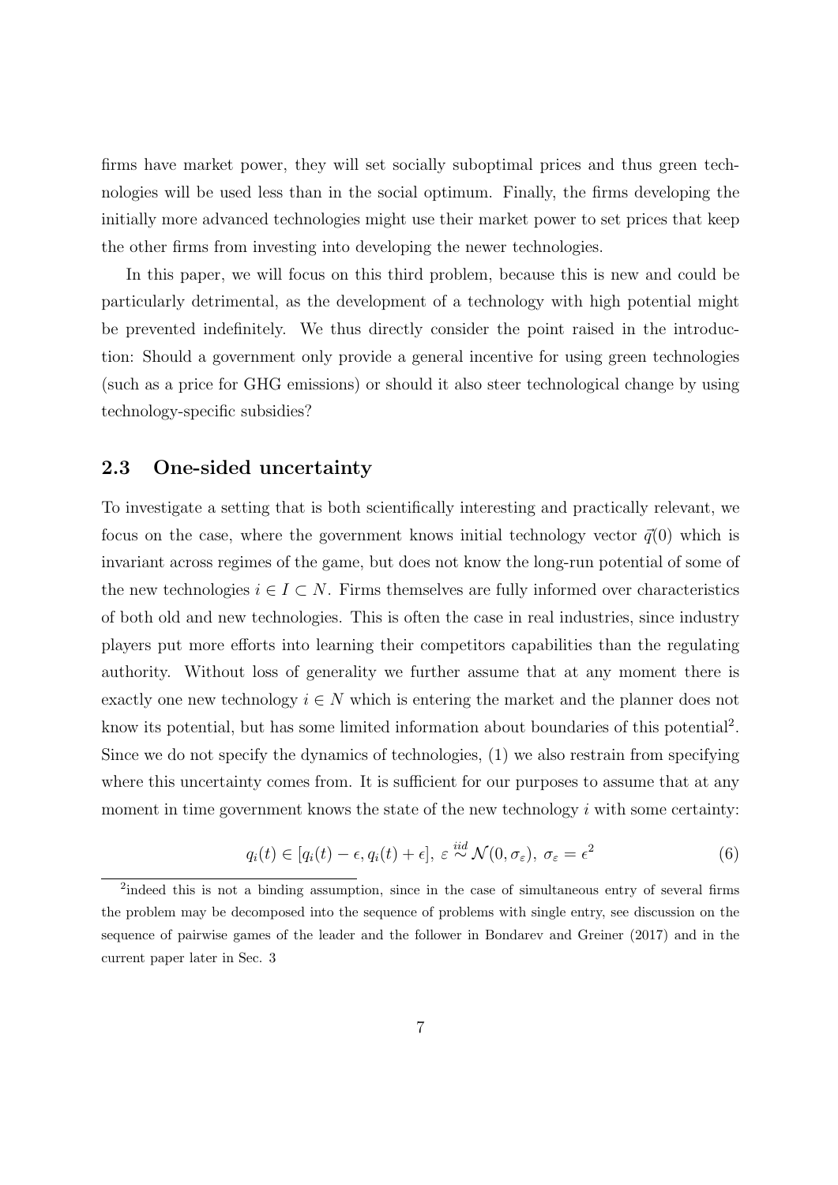firms have market power, they will set socially suboptimal prices and thus green technologies will be used less than in the social optimum. Finally, the firms developing the initially more advanced technologies might use their market power to set prices that keep the other firms from investing into developing the newer technologies.

In this paper, we will focus on this third problem, because this is new and could be particularly detrimental, as the development of a technology with high potential might be prevented indefinitely. We thus directly consider the point raised in the introduction: Should a government only provide a general incentive for using green technologies (such as a price for GHG emissions) or should it also steer technological change by using technology-specific subsidies?

## 2.3 One-sided uncertainty

To investigate a setting that is both scientifically interesting and practically relevant, we focus on the case, where the government knows initial technology vector $\vec{q}(0)$ which is invariant across regimes of the game, but does not know the long-run potential of some of the new technologies $i \in I \subset N$. Firms themselves are fully informed over characteristics of both old and new technologies. This is often the case in real industries, since industry players put more efforts into learning their competitors capabilities than the regulating authority. Without loss of generality we further assume that at any moment there is exactly one new technology $i \in N$ which is entering the market and the planner does not know its potential, but has some limited information about boundaries of this potential[2]. Since we do not specify the dynamics of technologies, (1) we also restrain from specifying where this uncertainty comes from. It is sufficient for our purposes to assume that at any moment in time government knows the state of the new technology $i$ with some certainty:

$$q_i(t) \in [q_i(t) - \epsilon, q_i(t) + \epsilon],\ \varepsilon \overset{iid}{\sim} \mathcal{N}(0, \sigma_\varepsilon),\ \sigma_\varepsilon = \epsilon^2 \tag{6}$$

[2]indeed this is not a binding assumption, since in the case of simultaneous entry of several firms the problem may be decomposed into the sequence of problems with single entry, see discussion on the sequence of pairwise games of the leader and the follower in Bondarev and Greiner (2017) and in the current paper later in Sec. 3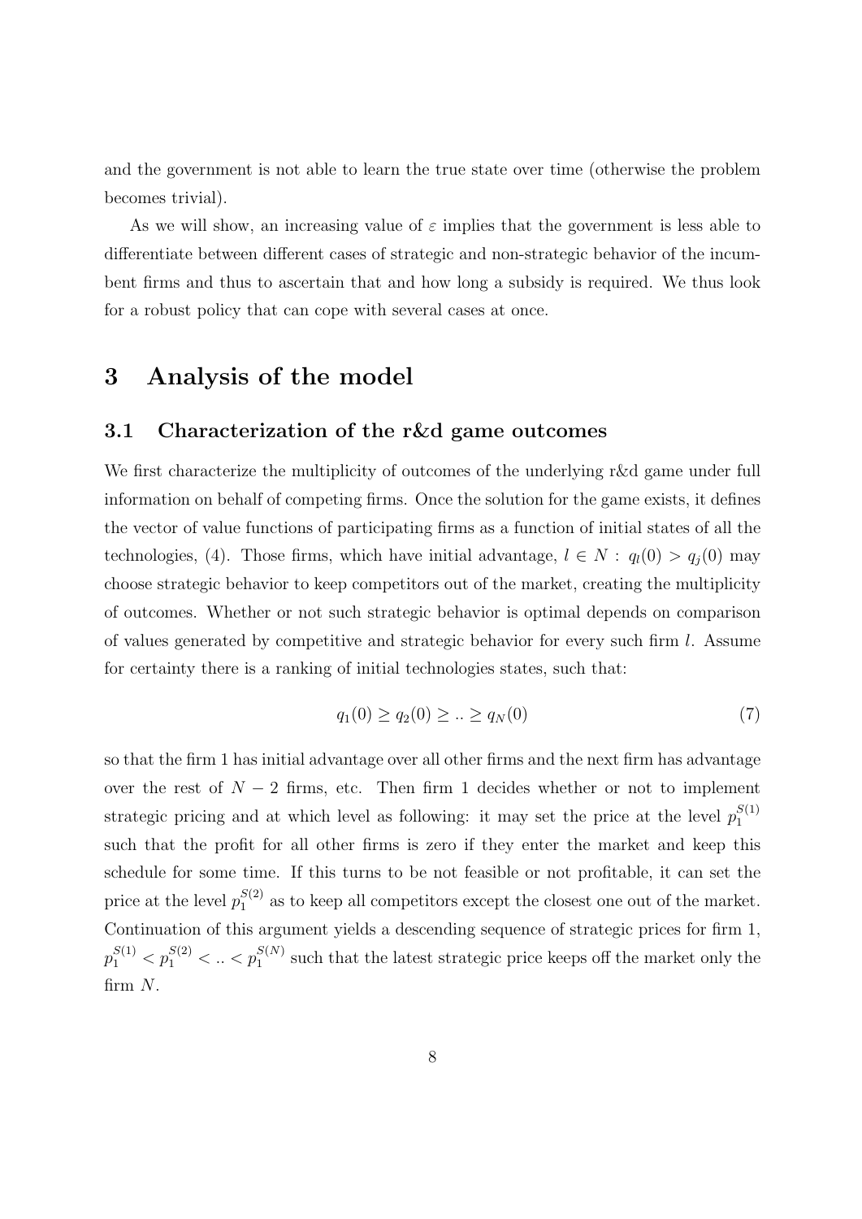and the government is not able to learn the true state over time (otherwise the problem becomes trivial).

As we will show, an increasing value of $\varepsilon$ implies that the government is less able to differentiate between different cases of strategic and non-strategic behavior of the incumbent firms and thus to ascertain that and how long a subsidy is required. We thus look for a robust policy that can cope with several cases at once.

# 3 Analysis of the model

## 3.1 Characterization of the r&d game outcomes

We first characterize the multiplicity of outcomes of the underlying r&d game under full information on behalf of competing firms. Once the solution for the game exists, it defines the vector of value functions of participating firms as a function of initial states of all the technologies, (4). Those firms, which have initial advantage, $l \in N : q_l(0) > q_j(0)$ may choose strategic behavior to keep competitors out of the market, creating the multiplicity of outcomes. Whether or not such strategic behavior is optimal depends on comparison of values generated by competitive and strategic behavior for every such firm $l$. Assume for certainty there is a ranking of initial technologies states, such that:

$$q_1(0) \geq q_2(0) \geq .. \geq q_N(0) \tag{7}$$

so that the firm 1 has initial advantage over all other firms and the next firm has advantage over the rest of $N-2$ firms, etc. Then firm 1 decides whether or not to implement strategic pricing and at which level as following: it may set the price at the level $p_1^{S(1)}$ such that the profit for all other firms is zero if they enter the market and keep this schedule for some time. If this turns to be not feasible or not profitable, it can set the price at the level $p_1^{S(2)}$ as to keep all competitors except the closest one out of the market. Continuation of this argument yields a descending sequence of strategic prices for firm 1, $p_1^{S(1)} < p_1^{S(2)} < .. < p_1^{S(N)}$ such that the latest strategic price keeps off the market only the firm $N$.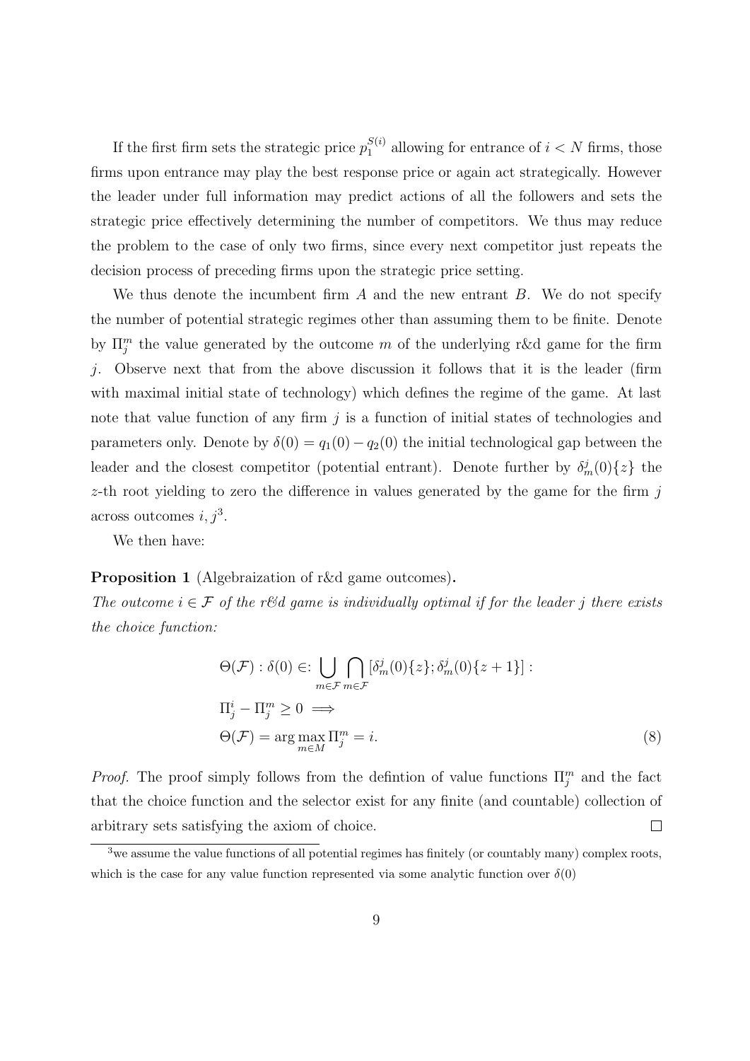If the first firm sets the strategic price $p_1^{S(i)}$ allowing for entrance of $i < N$ firms, those firms upon entrance may play the best response price or again act strategically. However the leader under full information may predict actions of all the followers and sets the strategic price effectively determining the number of competitors. We thus may reduce the problem to the case of only two firms, since every next competitor just repeats the decision process of preceding firms upon the strategic price setting.

We thus denote the incumbent firm $A$ and the new entrant $B$. We do not specify the number of potential strategic regimes other than assuming them to be finite. Denote by $\Pi_j^m$ the value generated by the outcome $m$ of the underlying r&d game for the firm $j$. Observe next that from the above discussion it follows that it is the leader (firm with maximal initial state of technology) which defines the regime of the game. At last note that value function of any firm $j$ is a function of initial states of technologies and parameters only. Denote by $\delta(0) = q_1(0) - q_2(0)$ the initial technological gap between the leader and the closest competitor (potential entrant). Denote further by $\delta_m^j(0)\{z\}$ the $z$-th root yielding to zero the difference in values generated by the game for the firm $j$ across outcomes $i, j$[3].

We then have:

**Proposition 1** (Algebraization of r&d game outcomes)**.**
*The outcome $i \in \mathcal{F}$ of the r&d game is individually optimal if for the leader $j$ there exists the choice function:*

$$\begin{aligned}
&\Theta(\mathcal{F}) : \delta(0) \in: \bigcup_{m \in \mathcal{F}} \bigcap_{m \in \mathcal{F}} [\delta_m^j(0)\{z\}; \delta_m^j(0)\{z+1\}] : \\
&\Pi_j^i - \Pi_j^m \geq 0 \implies \\
&\Theta(\mathcal{F}) = \arg\max_{m \in M} \Pi_j^m = i.
\end{aligned} \tag{8}$$

*Proof.* The proof simply follows from the defintion of value functions $\Pi_j^m$ and the fact that the choice function and the selector exist for any finite (and countable) collection of arbitrary sets satisfying the axiom of choice. $\square$

[3] we assume the value functions of all potential regimes has finitely (or countably many) complex roots, which is the case for any value function represented via some analytic function over $\delta(0)$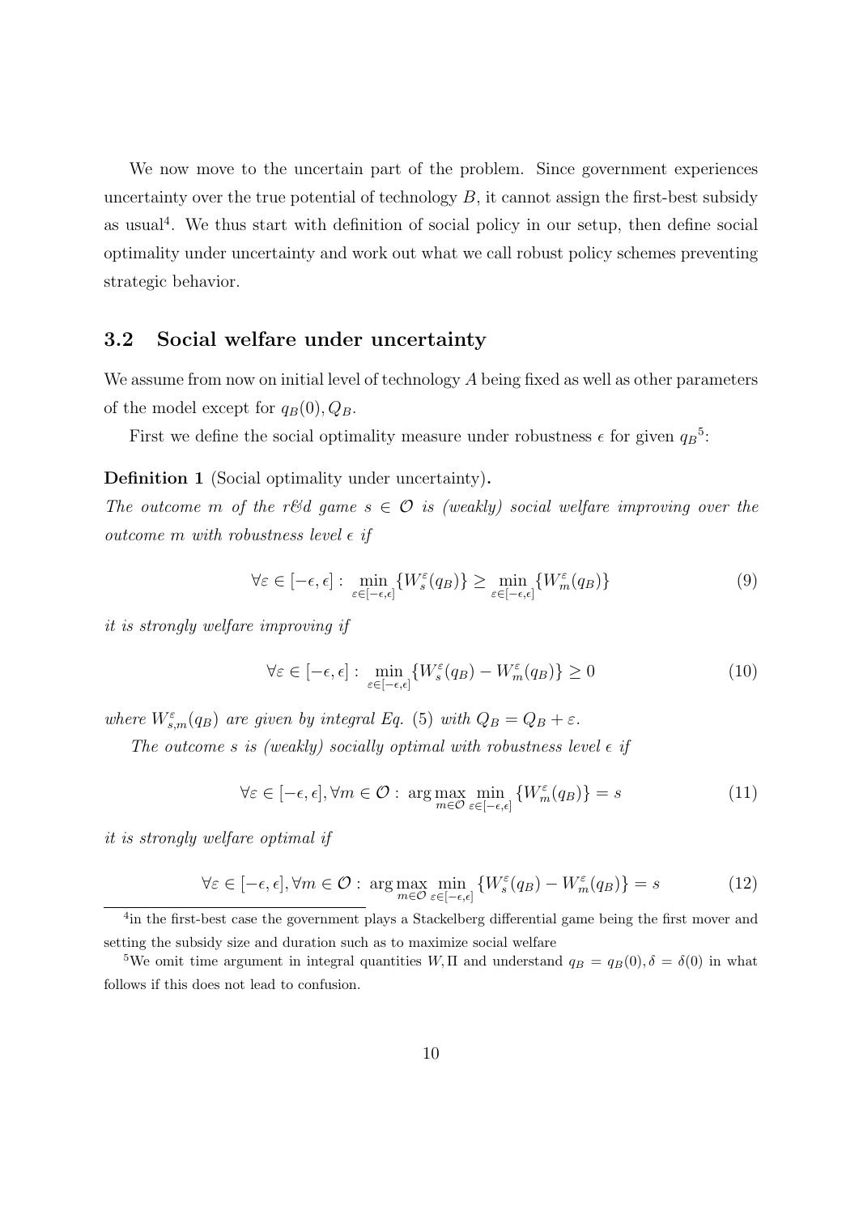We now move to the uncertain part of the problem. Since government experiences uncertainty over the true potential of technology $B$, it cannot assign the first-best subsidy as usual[4]. We thus start with definition of social policy in our setup, then define social optimality under uncertainty and work out what we call robust policy schemes preventing strategic behavior.

### 3.2 Social welfare under uncertainty

We assume from now on initial level of technology $A$ being fixed as well as other parameters of the model except for $q_B(0), Q_B$.

First we define the social optimality measure under robustness $\epsilon$ for given $q_B$[5]:

**Definition 1** (Social optimality under uncertainty)**.**

*The outcome $m$ of the r&d game $s \in \mathcal{O}$ is (weakly) social welfare improving over the outcome $m$ with robustness level $\epsilon$ if*

$$\forall \varepsilon \in [-\epsilon, \epsilon] : \min_{\varepsilon \in [-\epsilon, \epsilon]} \{W_s^\varepsilon(q_B)\} \geq \min_{\varepsilon \in [-\epsilon, \epsilon]} \{W_m^\varepsilon(q_B)\} \tag{9}$$

*it is strongly welfare improving if*

$$\forall \varepsilon \in [-\epsilon, \epsilon] : \min_{\varepsilon \in [-\epsilon, \epsilon]} \{W_s^\varepsilon(q_B) - W_m^\varepsilon(q_B)\} \geq 0 \tag{10}$$

*where $W_{s,m}^\varepsilon(q_B)$ are given by integral Eq. (5) with $Q_B = Q_B + \varepsilon$.*

*The outcome $s$ is (weakly) socially optimal with robustness level $\epsilon$ if*

$$\forall \varepsilon \in [-\epsilon, \epsilon], \forall m \in \mathcal{O} : \arg\max_{m \in \mathcal{O}} \min_{\varepsilon \in [-\epsilon, \epsilon]} \{W_m^\varepsilon(q_B)\} = s \tag{11}$$

*it is strongly welfare optimal if*

$$\forall \varepsilon \in [-\epsilon, \epsilon], \forall m \in \mathcal{O} : \arg\max_{m \in \mathcal{O}} \min_{\varepsilon \in [-\epsilon, \epsilon]} \{W_s^\varepsilon(q_B) - W_m^\varepsilon(q_B)\} = s \tag{12}$$

---

[4] in the first-best case the government plays a Stackelberg differential game being the first mover and setting the subsidy size and duration such as to maximize social welfare

[5] We omit time argument in integral quantities $W, \Pi$ and understand $q_B = q_B(0), \delta = \delta(0)$ in what follows if this does not lead to confusion.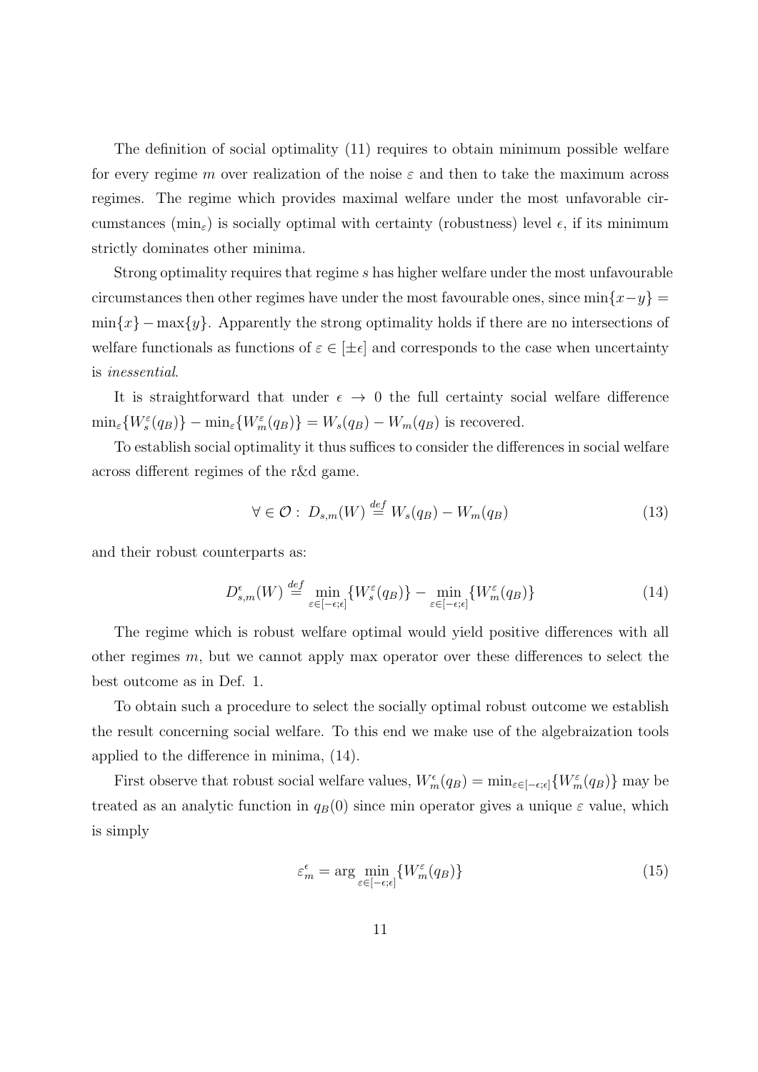The definition of social optimality (11) requires to obtain minimum possible welfare for every regime $m$ over realization of the noise $\varepsilon$ and then to take the maximum across regimes. The regime which provides maximal welfare under the most unfavorable circumstances ($\min_\varepsilon$) is socially optimal with certainty (robustness) level $\epsilon$, if its minimum strictly dominates other minima.

Strong optimality requires that regime $s$ has higher welfare under the most unfavourable circumstances then other regimes have under the most favourable ones, since $\min\{x-y\} = \min\{x\} - \max\{y\}$. Apparently the strong optimality holds if there are no intersections of welfare functionals as functions of $\varepsilon \in [\pm\epsilon]$ and corresponds to the case when uncertainty is *inessential*.

It is straightforward that under $\epsilon \to 0$ the full certainty social welfare difference $\min_\varepsilon\{W_s^\varepsilon(q_B)\} - \min_\varepsilon\{W_m^\varepsilon(q_B)\} = W_s(q_B) - W_m(q_B)$ is recovered.

To establish social optimality it thus suffices to consider the differences in social welfare across different regimes of the r&d game.

$$\forall \in \mathcal{O} : \; D_{s,m}(W) \stackrel{def}{=} W_s(q_B) - W_m(q_B) \tag{13}$$

and their robust counterparts as:

$$D_{s,m}^\epsilon(W) \stackrel{def}{=} \min_{\varepsilon\in[-\epsilon;\epsilon]}\{W_s^\varepsilon(q_B)\} - \min_{\varepsilon\in[-\epsilon;\epsilon]}\{W_m^\varepsilon(q_B)\} \tag{14}$$

The regime which is robust welfare optimal would yield positive differences with all other regimes $m$, but we cannot apply max operator over these differences to select the best outcome as in Def. 1.

To obtain such a procedure to select the socially optimal robust outcome we establish the result concerning social welfare. To this end we make use of the algebraization tools applied to the difference in minima, (14).

First observe that robust social welfare values, $W_m^\epsilon(q_B) = \min_{\varepsilon\in[-\epsilon;\epsilon]}\{W_m^\varepsilon(q_B)\}$ may be treated as an analytic function in $q_B(0)$ since min operator gives a unique $\varepsilon$ value, which is simply

$$\varepsilon_m^\epsilon = \arg\min_{\varepsilon\in[-\epsilon;\epsilon]}\{W_m^\varepsilon(q_B)\} \tag{15}$$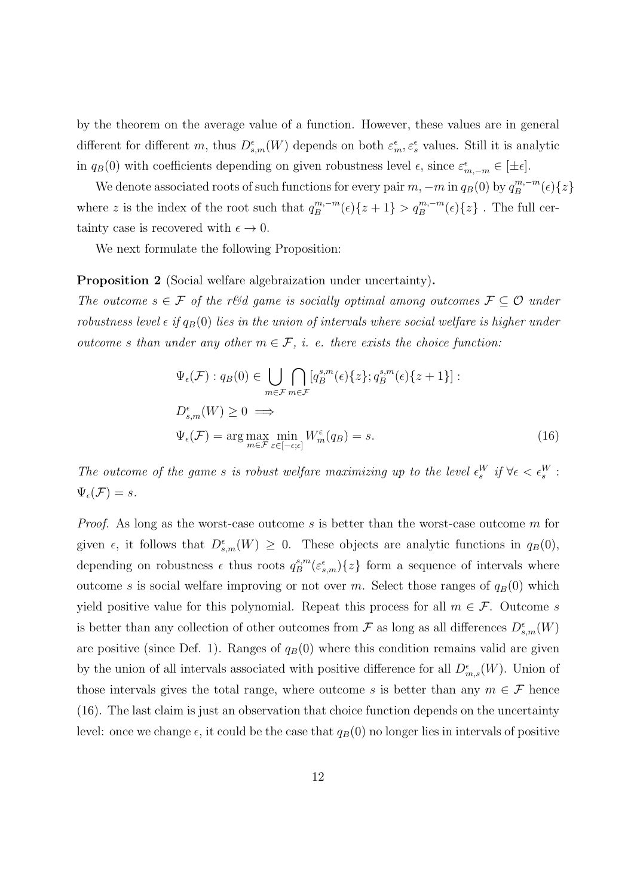by the theorem on the average value of a function. However, these values are in general different for different $m$, thus $D^{\epsilon}_{s,m}(W)$ depends on both $\varepsilon^{\epsilon}_{m}, \varepsilon^{\epsilon}_{s}$ values. Still it is analytic in $q_B(0)$ with coefficients depending on given robustness level $\epsilon$, since $\varepsilon^{\epsilon}_{m,-m} \in [\pm\epsilon]$.

We denote associated roots of such functions for every pair $m, -m$ in $q_B(0)$ by $q_B^{m,-m}(\epsilon)\{z\}$ where $z$ is the index of the root such that $q_B^{m,-m}(\epsilon)\{z+1\} > q_B^{m,-m}(\epsilon)\{z\}$ . The full certainty case is recovered with $\epsilon \to 0$.

We next formulate the following Proposition:

**Proposition 2** (Social welfare algebraization under uncertainty).
*The outcome $s \in \mathcal{F}$ of the r&d game is socially optimal among outcomes $\mathcal{F} \subseteq \mathcal{O}$ under robustness level $\epsilon$ if $q_B(0)$ lies in the union of intervals where social welfare is higher under outcome $s$ than under any other $m \in \mathcal{F}$, i. e. there exists the choice function:*

$$
\begin{aligned}
&\Psi_\epsilon(\mathcal{F}) : q_B(0) \in \bigcup_{m\in\mathcal{F}} \bigcap_{m\in\mathcal{F}} [q_B^{s,m}(\epsilon)\{z\}; q_B^{s,m}(\epsilon)\{z+1\}] : \\
&D^{\epsilon}_{s,m}(W) \geq 0 \implies \\
&\Psi_\epsilon(\mathcal{F}) = \arg\max_{m\in\mathcal{F}} \min_{\varepsilon\in[-\epsilon;\epsilon]} W^{\varepsilon}_m(q_B) = s.
\end{aligned}
\tag{16}
$$

*The outcome of the game $s$ is robust welfare maximizing up to the level $\epsilon^W_s$ if $\forall \epsilon < \epsilon^W_s$ : $\Psi_\epsilon(\mathcal{F}) = s$.*

*Proof.* As long as the worst-case outcome $s$ is better than the worst-case outcome $m$ for given $\epsilon$, it follows that $D^{\epsilon}_{s,m}(W) \geq 0$. These objects are analytic functions in $q_B(0)$, depending on robustness $\epsilon$ thus roots $q_B^{s,m}(\varepsilon^{\epsilon}_{s,m})\{z\}$ form a sequence of intervals where outcome $s$ is social welfare improving or not over $m$. Select those ranges of $q_B(0)$ which yield positive value for this polynomial. Repeat this process for all $m \in \mathcal{F}$. Outcome $s$ is better than any collection of other outcomes from $\mathcal{F}$ as long as all differences $D^{\epsilon}_{s,m}(W)$ are positive (since Def. 1). Ranges of $q_B(0)$ where this condition remains valid are given by the union of all intervals associated with positive difference for all $D^{\epsilon}_{m,s}(W)$. Union of those intervals gives the total range, where outcome $s$ is better than any $m \in \mathcal{F}$ hence (16). The last claim is just an observation that choice function depends on the uncertainty level: once we change $\epsilon$, it could be the case that $q_B(0)$ no longer lies in intervals of positive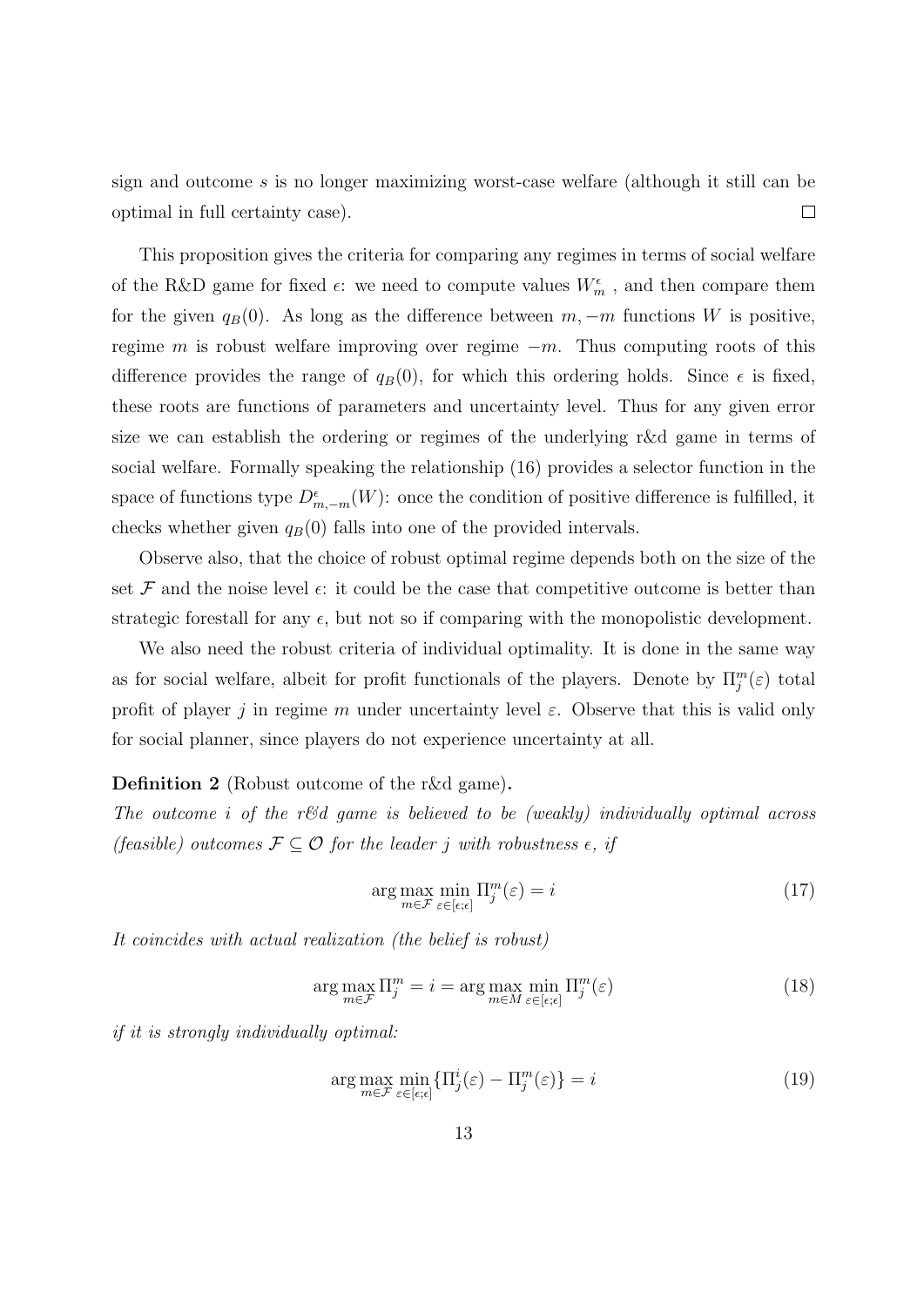sign and outcome $s$ is no longer maximizing worst-case welfare (although it still can be optimal in full certainty case). $\square$

This proposition gives the criteria for comparing any regimes in terms of social welfare of the R&D game for fixed $\epsilon$: we need to compute values $W_m^\epsilon$ , and then compare them for the given $q_B(0)$. As long as the difference between $m, -m$ functions $W$ is positive, regime $m$ is robust welfare improving over regime $-m$. Thus computing roots of this difference provides the range of $q_B(0)$, for which this ordering holds. Since $\epsilon$ is fixed, these roots are functions of parameters and uncertainty level. Thus for any given error size we can establish the ordering or regimes of the underlying r&d game in terms of social welfare. Formally speaking the relationship (16) provides a selector function in the space of functions type $D_{m,-m}^\epsilon(W)$: once the condition of positive difference is fulfilled, it checks whether given $q_B(0)$ falls into one of the provided intervals.

Observe also, that the choice of robust optimal regime depends both on the size of the set $\mathcal{F}$ and the noise level $\epsilon$: it could be the case that competitive outcome is better than strategic forestall for any $\epsilon$, but not so if comparing with the monopolistic development.

We also need the robust criteria of individual optimality. It is done in the same way as for social welfare, albeit for profit functionals of the players. Denote by $\Pi_j^m(\varepsilon)$ total profit of player $j$ in regime $m$ under uncertainty level $\varepsilon$. Observe that this is valid only for social planner, since players do not experience uncertainty at all.

**Definition 2** (Robust outcome of the r&d game)**.**
*The outcome $i$ of the r&d game is believed to be (weakly) individually optimal across (feasible) outcomes $\mathcal{F} \subseteq \mathcal{O}$ for the leader $j$ with robustness $\epsilon$, if*

$$\arg\max_{m\in\mathcal{F}} \min_{\varepsilon\in[\epsilon;\epsilon]} \Pi_j^m(\varepsilon) = i \tag{17}$$

*It coincides with actual realization (the belief is robust)*

$$\arg\max_{m\in\mathcal{F}} \Pi_j^m = i = \arg\max_{m\in M} \min_{\varepsilon\in[\epsilon;\epsilon]} \Pi_j^m(\varepsilon) \tag{18}$$

*if it is strongly individually optimal:*

$$\arg\max_{m\in\mathcal{F}} \min_{\varepsilon\in[\epsilon;\epsilon]} \{\Pi_j^i(\varepsilon) - \Pi_j^m(\varepsilon)\} = i \tag{19}$$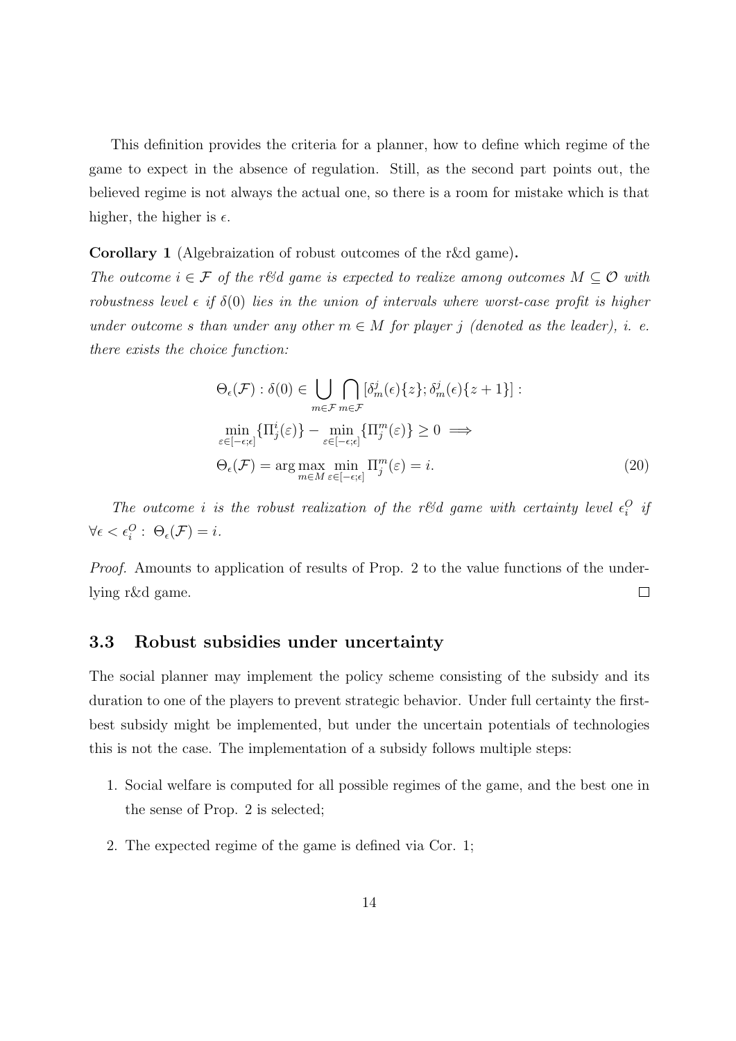This definition provides the criteria for a planner, how to define which regime of the game to expect in the absence of regulation. Still, as the second part points out, the believed regime is not always the actual one, so there is a room for mistake which is that higher, the higher is $\epsilon$.

**Corollary 1** (Algebraization of robust outcomes of the r&d game)**.**
*The outcome $i \in \mathcal{F}$ of the r&d game is expected to realize among outcomes $M \subseteq \mathcal{O}$ with robustness level $\epsilon$ if $\delta(0)$ lies in the union of intervals where worst-case profit is higher under outcome $s$ than under any other $m \in M$ for player $j$ (denoted as the leader), i. e. there exists the choice function:*

$$
\begin{aligned}
&\Theta_\epsilon(\mathcal{F}) : \delta(0) \in \bigcup_{m\in\mathcal{F}} \bigcap_{m\in\mathcal{F}} [\delta^j_m(\epsilon)\{z\}; \delta^j_m(\epsilon)\{z+1\}] : \\
&\min_{\varepsilon\in[-\epsilon;\epsilon]} \{\Pi^i_j(\varepsilon)\} - \min_{\varepsilon\in[-\epsilon;\epsilon]} \{\Pi^m_j(\varepsilon)\} \geq 0 \implies \\
&\Theta_\epsilon(\mathcal{F}) = \arg\max_{m\in M} \min_{\varepsilon\in[-\epsilon;\epsilon]} \Pi^m_j(\varepsilon) = i. \qquad (20)
\end{aligned}
$$

*The outcome $i$ is the robust realization of the r&d game with certainty level $\epsilon^O_i$ if $\forall \epsilon < \epsilon^O_i : \ \Theta_\epsilon(\mathcal{F}) = i$.*

*Proof.* Amounts to application of results of Prop. 2 to the value functions of the underlying r&d game. $\square$

### 3.3 Robust subsidies under uncertainty

The social planner may implement the policy scheme consisting of the subsidy and its duration to one of the players to prevent strategic behavior. Under full certainty the first-best subsidy might be implemented, but under the uncertain potentials of technologies this is not the case. The implementation of a subsidy follows multiple steps:

1. Social welfare is computed for all possible regimes of the game, and the best one in the sense of Prop. 2 is selected;
2. The expected regime of the game is defined via Cor. 1;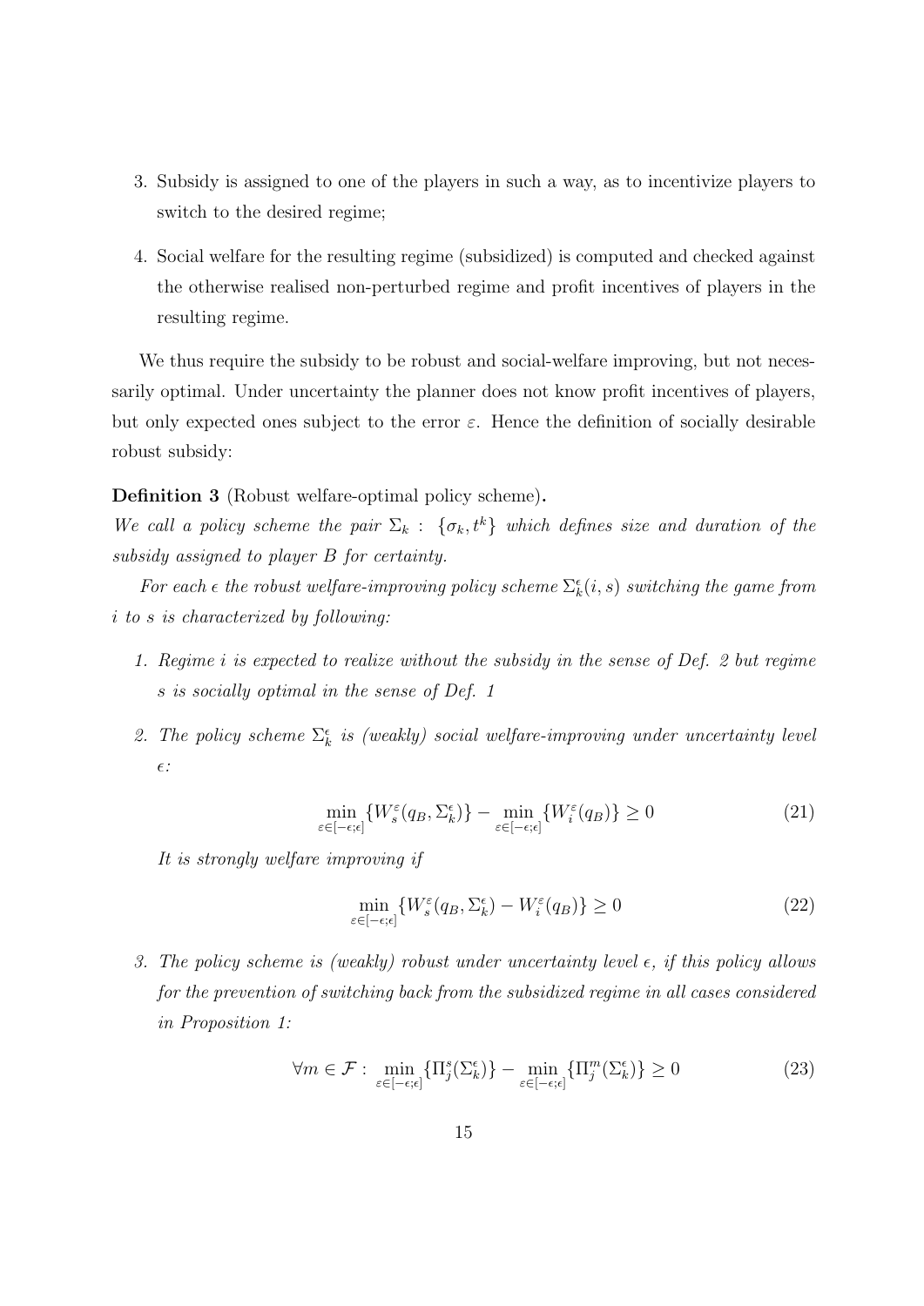3. Subsidy is assigned to one of the players in such a way, as to incentivize players to switch to the desired regime;

4. Social welfare for the resulting regime (subsidized) is computed and checked against the otherwise realised non-perturbed regime and profit incentives of players in the resulting regime.

We thus require the subsidy to be robust and social-welfare improving, but not necessarily optimal. Under uncertainty the planner does not know profit incentives of players, but only expected ones subject to the error $\varepsilon$. Hence the definition of socially desirable robust subsidy:

**Definition 3** (Robust welfare-optimal policy scheme)**.**

*We call a policy scheme the pair $\Sigma_k : \{\sigma_k, t^k\}$ which defines size and duration of the subsidy assigned to player B for certainty.*

*For each $\epsilon$ the robust welfare-improving policy scheme $\Sigma_k^\epsilon(i, s)$ switching the game from i to s is characterized by following:*

1. *Regime i is expected to realize without the subsidy in the sense of Def. 2 but regime s is socially optimal in the sense of Def. 1*

2. *The policy scheme $\Sigma_k^\epsilon$ is (weakly) social welfare-improving under uncertainty level $\epsilon$:*

$$\min_{\varepsilon\in[-\epsilon;\epsilon]}\{W_s^\varepsilon(q_B, \Sigma_k^\epsilon)\} - \min_{\varepsilon\in[-\epsilon;\epsilon]}\{W_i^\varepsilon(q_B)\} \geq 0 \tag{21}$$

   *It is strongly welfare improving if*

$$\min_{\varepsilon\in[-\epsilon;\epsilon]}\{W_s^\varepsilon(q_B, \Sigma_k^\epsilon) - W_i^\varepsilon(q_B)\} \geq 0 \tag{22}$$

3. *The policy scheme is (weakly) robust under uncertainty level $\epsilon$, if this policy allows for the prevention of switching back from the subsidized regime in all cases considered in Proposition 1:*

$$\forall m \in \mathcal{F} : \min_{\varepsilon\in[-\epsilon;\epsilon]}\{\Pi_j^s(\Sigma_k^\epsilon)\} - \min_{\varepsilon\in[-\epsilon;\epsilon]}\{\Pi_j^m(\Sigma_k^\epsilon)\} \geq 0 \tag{23}$$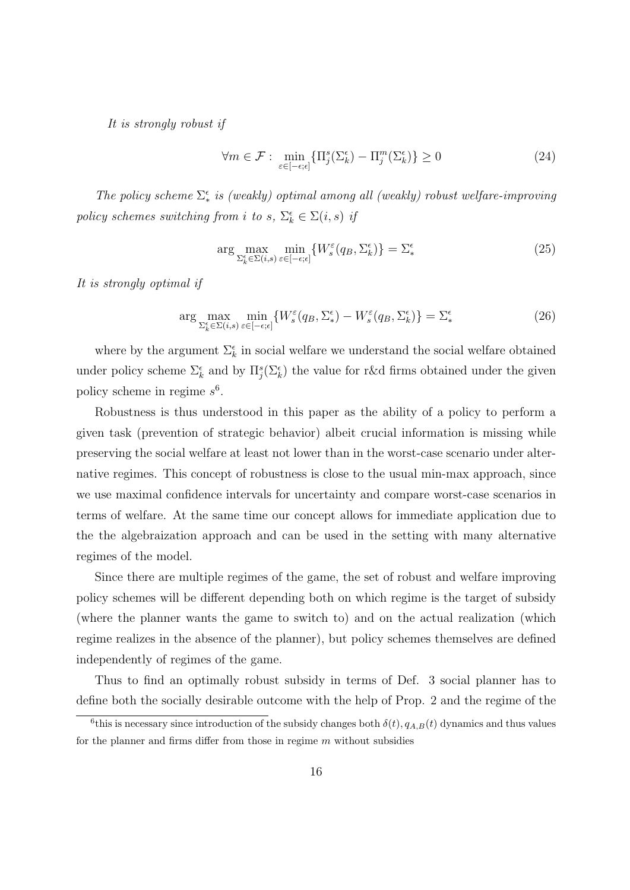*It is strongly robust if*

$$\forall m \in \mathcal{F} : \min_{\varepsilon \in [-\epsilon;\epsilon]} \{\Pi_j^s(\Sigma_k^\epsilon) - \Pi_j^m(\Sigma_k^\epsilon)\} \geq 0 \tag{24}$$

*The policy scheme $\Sigma_*^\epsilon$ is (weakly) optimal among all (weakly) robust welfare-improving policy schemes switching from $i$ to $s$, $\Sigma_k^\epsilon \in \Sigma(i,s)$ if*

$$\arg\max_{\Sigma_k^\epsilon \in \Sigma(i,s)} \min_{\varepsilon \in [-\epsilon;\epsilon]} \{W_s^\varepsilon(q_B, \Sigma_k^\epsilon)\} = \Sigma_*^\epsilon \tag{25}$$

*It is strongly optimal if*

$$\arg\max_{\Sigma_k^\epsilon \in \Sigma(i,s)} \min_{\varepsilon \in [-\epsilon;\epsilon]} \{W_s^\varepsilon(q_B, \Sigma_*^\epsilon) - W_s^\varepsilon(q_B, \Sigma_k^\epsilon)\} = \Sigma_*^\epsilon \tag{26}$$

where by the argument $\Sigma_k^\epsilon$ in social welfare we understand the social welfare obtained under policy scheme $\Sigma_k^\epsilon$ and by $\Pi_j^s(\Sigma_k^\epsilon)$ the value for r&d firms obtained under the given policy scheme in regime $s$[6].

Robustness is thus understood in this paper as the ability of a policy to perform a given task (prevention of strategic behavior) albeit crucial information is missing while preserving the social welfare at least not lower than in the worst-case scenario under alternative regimes. This concept of robustness is close to the usual min-max approach, since we use maximal confidence intervals for uncertainty and compare worst-case scenarios in terms of welfare. At the same time our concept allows for immediate application due to the the algebraization approach and can be used in the setting with many alternative regimes of the model.

Since there are multiple regimes of the game, the set of robust and welfare improving policy schemes will be different depending both on which regime is the target of subsidy (where the planner wants the game to switch to) and on the actual realization (which regime realizes in the absence of the planner), but policy schemes themselves are defined independently of regimes of the game.

Thus to find an optimally robust subsidy in terms of Def. 3 social planner has to define both the socially desirable outcome with the help of Prop. 2 and the regime of the

[6] this is necessary since introduction of the subsidy changes both $\delta(t), q_{A,B}(t)$ dynamics and thus values for the planner and firms differ from those in regime $m$ without subsidies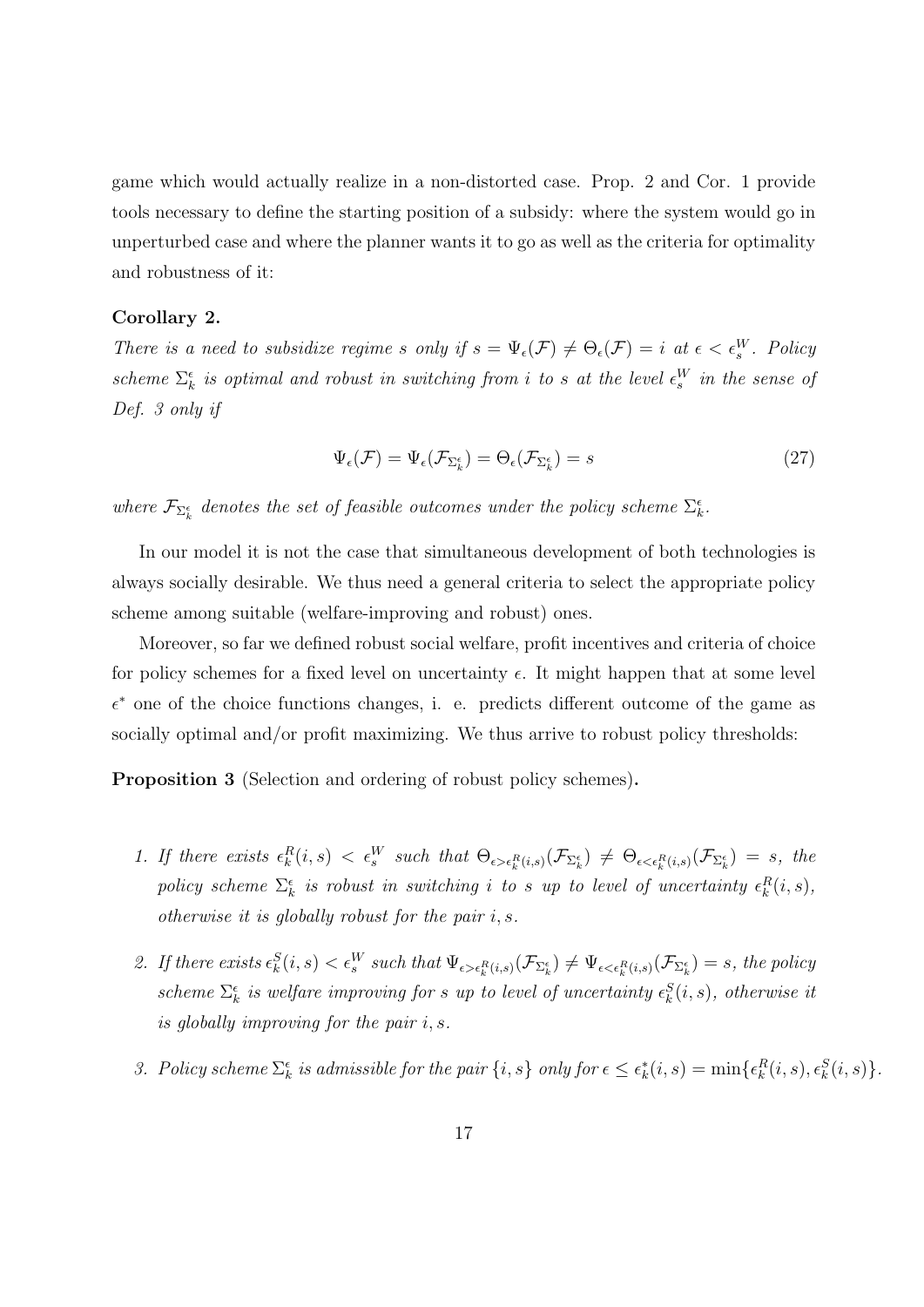game which would actually realize in a non-distorted case. Prop. 2 and Cor. 1 provide tools necessary to define the starting position of a subsidy: where the system would go in unperturbed case and where the planner wants it to go as well as the criteria for optimality and robustness of it:

**Corollary 2.**

*There is a need to subsidize regime $s$ only if $s = \Psi_\epsilon(\mathcal{F}) \neq \Theta_\epsilon(\mathcal{F}) = i$ at $\epsilon < \epsilon_s^W$. Policy scheme $\Sigma_k^\epsilon$ is optimal and robust in switching from $i$ to $s$ at the level $\epsilon_s^W$ in the sense of Def. 3 only if*

$$\Psi_\epsilon(\mathcal{F}) = \Psi_\epsilon(\mathcal{F}_{\Sigma_k^\epsilon}) = \Theta_\epsilon(\mathcal{F}_{\Sigma_k^\epsilon}) = s \tag{27}$$

*where $\mathcal{F}_{\Sigma_k^\epsilon}$ denotes the set of feasible outcomes under the policy scheme $\Sigma_k^\epsilon$.*

In our model it is not the case that simultaneous development of both technologies is always socially desirable. We thus need a general criteria to select the appropriate policy scheme among suitable (welfare-improving and robust) ones.

Moreover, so far we defined robust social welfare, profit incentives and criteria of choice for policy schemes for a fixed level on uncertainty $\epsilon$. It might happen that at some level $\epsilon^*$ one of the choice functions changes, i. e. predicts different outcome of the game as socially optimal and/or profit maximizing. We thus arrive to robust policy thresholds:

**Proposition 3** (Selection and ordering of robust policy schemes)**.**

1. *If there exists $\epsilon_k^R(i,s) < \epsilon_s^W$ such that $\Theta_{\epsilon > \epsilon_k^R(i,s)}(\mathcal{F}_{\Sigma_k^\epsilon}) \neq \Theta_{\epsilon < \epsilon_k^R(i,s)}(\mathcal{F}_{\Sigma_k^\epsilon}) = s$, the policy scheme $\Sigma_k^\epsilon$ is robust in switching $i$ to $s$ up to level of uncertainty $\epsilon_k^R(i,s)$, otherwise it is globally robust for the pair $i, s$.*

2. *If there exists $\epsilon_k^S(i,s) < \epsilon_s^W$ such that $\Psi_{\epsilon > \epsilon_k^R(i,s)}(\mathcal{F}_{\Sigma_k^\epsilon}) \neq \Psi_{\epsilon < \epsilon_k^R(i,s)}(\mathcal{F}_{\Sigma_k^\epsilon}) = s$, the policy scheme $\Sigma_k^\epsilon$ is welfare improving for $s$ up to level of uncertainty $\epsilon_k^S(i,s)$, otherwise it is globally improving for the pair $i, s$.*

3. *Policy scheme $\Sigma_k^\epsilon$ is admissible for the pair $\{i, s\}$ only for $\epsilon \leq \epsilon_k^*(i,s) = \min\{\epsilon_k^R(i,s), \epsilon_k^S(i,s)\}$.*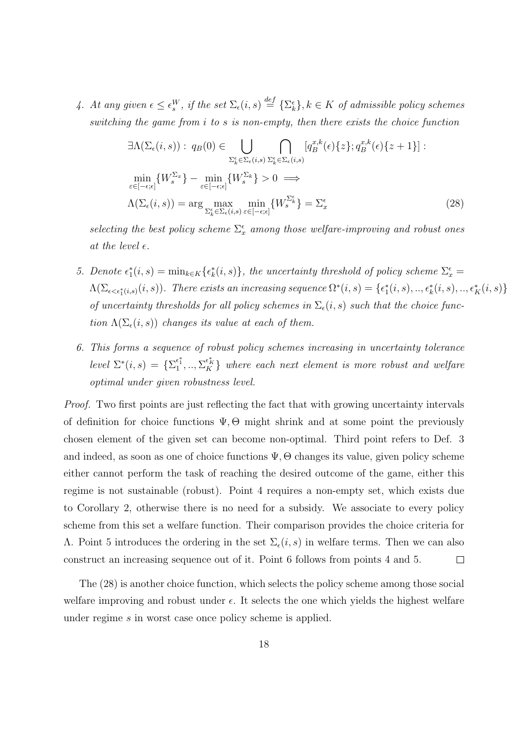4. *At any given $\epsilon \leq \epsilon_s^W$, if the set $\Sigma_\epsilon(i,s) \stackrel{def}{=} \{\Sigma_k^\epsilon\}, k \in K$ of admissible policy schemes switching the game from $i$ to $s$ is non-empty, then there exists the choice function*

$$
\begin{aligned}
&\exists \Lambda(\Sigma_\epsilon(i,s)) : \; q_B(0) \in \bigcup_{\Sigma_k^\epsilon \in \Sigma_\epsilon(i,s)} \bigcap_{\Sigma_k^\epsilon \in \Sigma_\epsilon(i,s)} [q_B^{x,k}(\epsilon)\{z\}; q_B^{x,k}(\epsilon)\{z+1\}] : \\
&\min_{\varepsilon \in [-\epsilon;\epsilon]} \{W_s^{\Sigma_x}\} - \min_{\varepsilon \in [-\epsilon;\epsilon]} \{W_s^{\Sigma_k}\} > 0 \implies \\
&\Lambda(\Sigma_\epsilon(i,s)) = \arg \max_{\Sigma_k^\epsilon \in \Sigma_\epsilon(i,s)} \min_{\varepsilon \in [-\epsilon;\epsilon]} \{W_s^{\Sigma_k^\epsilon}\} = \Sigma_x^\epsilon
\end{aligned} \tag{28}
$$

*selecting the best policy scheme $\Sigma_x^\epsilon$ among those welfare-improving and robust ones at the level $\epsilon$.*

5. *Denote $\epsilon_1^*(i,s) = \min_{k \in K}\{\epsilon_k^*(i,s)\}$, the uncertainty threshold of policy scheme $\Sigma_x^\epsilon = \Lambda(\Sigma_{\epsilon < \epsilon_1^*(i,s)}(i,s))$. There exists an increasing sequence $\Omega^*(i,s) = \{\epsilon_1^*(i,s), .., \epsilon_k^*(i,s), .., \epsilon_K^*(i,s)\}$ of uncertainty thresholds for all policy schemes in $\Sigma_\epsilon(i,s)$ such that the choice function $\Lambda(\Sigma_\epsilon(i,s))$ changes its value at each of them.*

6. *This forms a sequence of robust policy schemes increasing in uncertainty tolerance level $\Sigma^*(i,s) = \{\Sigma_1^{\epsilon_1^*}, .., \Sigma_K^{\epsilon_K^*}\}$ where each next element is more robust and welfare optimal under given robustness level.*

*Proof.* Two first points are just reflecting the fact that with growing uncertainty intervals of definition for choice functions $\Psi, \Theta$ might shrink and at some point the previously chosen element of the given set can become non-optimal. Third point refers to Def. 3 and indeed, as soon as one of choice functions $\Psi, \Theta$ changes its value, given policy scheme either cannot perform the task of reaching the desired outcome of the game, either this regime is not sustainable (robust). Point 4 requires a non-empty set, which exists due to Corollary 2, otherwise there is no need for a subsidy. We associate to every policy scheme from this set a welfare function. Their comparison provides the choice criteria for $\Lambda$. Point 5 introduces the ordering in the set $\Sigma_\epsilon(i,s)$ in welfare terms. Then we can also construct an increasing sequence out of it. Point 6 follows from points 4 and 5. $\square$

The (28) is another choice function, which selects the policy scheme among those social welfare improving and robust under $\epsilon$. It selects the one which yields the highest welfare under regime $s$ in worst case once policy scheme is applied.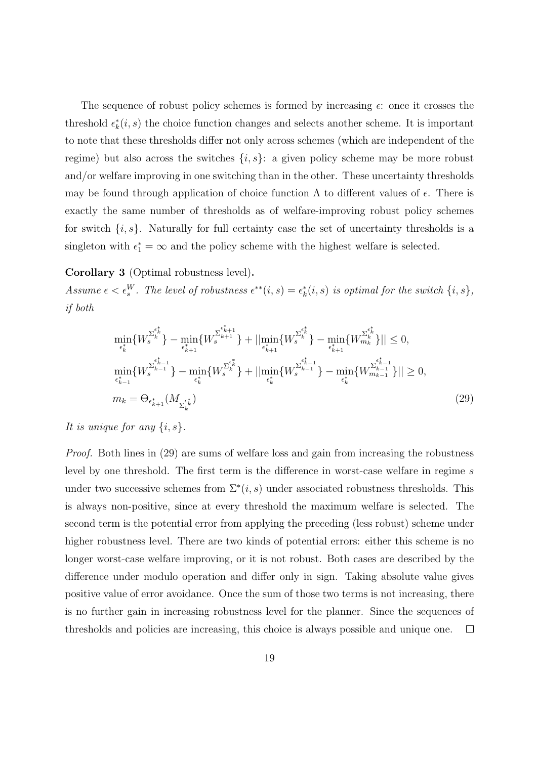The sequence of robust policy schemes is formed by increasing $\epsilon$: once it crosses the threshold $\epsilon^*_k(i,s)$ the choice function changes and selects another scheme. It is important to note that these thresholds differ not only across schemes (which are independent of the regime) but also across the switches $\{i,s\}$: a given policy scheme may be more robust and/or welfare improving in one switching than in the other. These uncertainty thresholds may be found through application of choice function $\Lambda$ to different values of $\epsilon$. There is exactly the same number of thresholds as of welfare-improving robust policy schemes for switch $\{i,s\}$. Naturally for full certainty case the set of uncertainty thresholds is a singleton with $\epsilon^*_1 = \infty$ and the policy scheme with the highest welfare is selected.

**Corollary 3** (Optimal robustness level)**.**

*Assume $\epsilon < \epsilon^W_s$. The level of robustness $\epsilon^{**}(i,s) = \epsilon^*_k(i,s)$ is optimal for the switch $\{i,s\}$, if both*

$$
\begin{aligned}
&\min_{\epsilon^*_k}\{W_s^{\Sigma_k^{\epsilon^*_k}}\} - \min_{\epsilon^*_{k+1}}\{W_s^{\Sigma_{k+1}^{\epsilon^*_{k+1}}}\} + ||\min_{\epsilon^*_{k+1}}\{W_s^{\Sigma_k^{\epsilon^*_k}}\} - \min_{\epsilon^*_{k+1}}\{W_{m_k}^{\Sigma_k^{\epsilon^*_k}}\}|| \leq 0, \\
&\min_{\epsilon^*_{k-1}}\{W_s^{\Sigma_{k-1}^{\epsilon^*_{k-1}}}\} - \min_{\epsilon^*_k}\{W_s^{\Sigma_k^{\epsilon^*_k}}\} + ||\min_{\epsilon^*_k}\{W_s^{\Sigma_{k-1}^{\epsilon^*_{k-1}}}\} - \min_{\epsilon^*_k}\{W_{m_{k-1}}^{\Sigma_{k-1}^{\epsilon^*_{k-1}}}\}|| \geq 0, \\
&m_k = \Theta_{\epsilon^*_{k+1}}(M_{\Sigma_k^{\epsilon^*_k}})
\end{aligned}
\tag{29}
$$

*It is unique for any $\{i,s\}$.*

*Proof.* Both lines in (29) are sums of welfare loss and gain from increasing the robustness level by one threshold. The first term is the difference in worst-case welfare in regime $s$ under two successive schemes from $\Sigma^*(i,s)$ under associated robustness thresholds. This is always non-positive, since at every threshold the maximum welfare is selected. The second term is the potential error from applying the preceding (less robust) scheme under higher robustness level. There are two kinds of potential errors: either this scheme is no longer worst-case welfare improving, or it is not robust. Both cases are described by the difference under modulo operation and differ only in sign. Taking absolute value gives positive value of error avoidance. Once the sum of those two terms is not increasing, there is no further gain in increasing robustness level for the planner. Since the sequences of thresholds and policies are increasing, this choice is always possible and unique one. □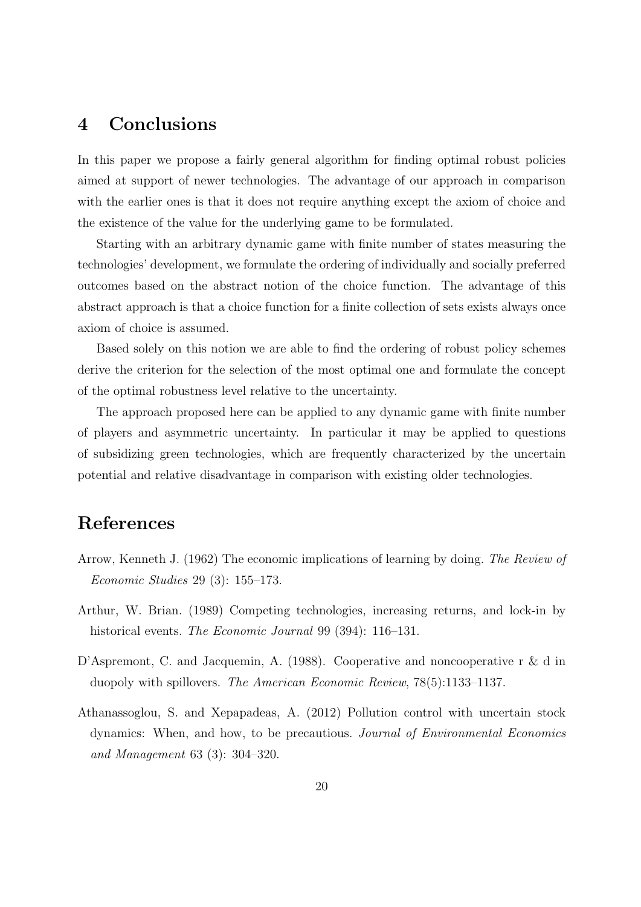## 4 Conclusions

In this paper we propose a fairly general algorithm for finding optimal robust policies aimed at support of newer technologies. The advantage of our approach in comparison with the earlier ones is that it does not require anything except the axiom of choice and the existence of the value for the underlying game to be formulated.

Starting with an arbitrary dynamic game with finite number of states measuring the technologies' development, we formulate the ordering of individually and socially preferred outcomes based on the abstract notion of the choice function. The advantage of this abstract approach is that a choice function for a finite collection of sets exists always once axiom of choice is assumed.

Based solely on this notion we are able to find the ordering of robust policy schemes derive the criterion for the selection of the most optimal one and formulate the concept of the optimal robustness level relative to the uncertainty.

The approach proposed here can be applied to any dynamic game with finite number of players and asymmetric uncertainty. In particular it may be applied to questions of subsidizing green technologies, which are frequently characterized by the uncertain potential and relative disadvantage in comparison with existing older technologies.

## References

Arrow, Kenneth J. (1962) The economic implications of learning by doing. *The Review of Economic Studies* 29 (3): 155–173.

Arthur, W. Brian. (1989) Competing technologies, increasing returns, and lock-in by historical events. *The Economic Journal* 99 (394): 116–131.

D'Aspremont, C. and Jacquemin, A. (1988). Cooperative and noncooperative r & d in duopoly with spillovers. *The American Economic Review*, 78(5):1133–1137.

Athanassoglou, S. and Xepapadeas, A. (2012) Pollution control with uncertain stock dynamics: When, and how, to be precautious. *Journal of Environmental Economics and Management* 63 (3): 304–320.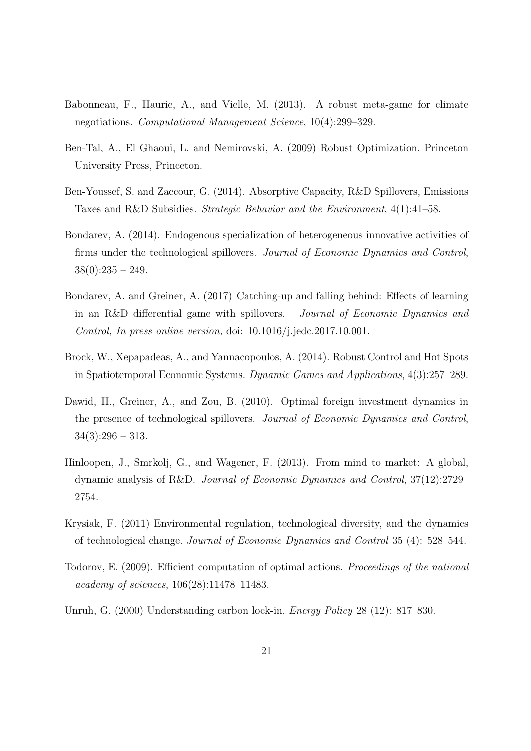Babonneau, F., Haurie, A., and Vielle, M. (2013). A robust meta-game for climate negotiations. *Computational Management Science*, 10(4):299–329.

Ben-Tal, A., El Ghaoui, L. and Nemirovski, A. (2009) Robust Optimization. Princeton University Press, Princeton.

Ben-Youssef, S. and Zaccour, G. (2014). Absorptive Capacity, R&D Spillovers, Emissions Taxes and R&D Subsidies. *Strategic Behavior and the Environment*, 4(1):41–58.

Bondarev, A. (2014). Endogenous specialization of heterogeneous innovative activities of firms under the technological spillovers. *Journal of Economic Dynamics and Control*, 38(0):235 – 249.

Bondarev, A. and Greiner, A. (2017) Catching-up and falling behind: Effects of learning in an R&D differential game with spillovers. *Journal of Economic Dynamics and Control, In press online version,* doi: 10.1016/j.jedc.2017.10.001.

Brock, W., Xepapadeas, A., and Yannacopoulos, A. (2014). Robust Control and Hot Spots in Spatiotemporal Economic Systems. *Dynamic Games and Applications*, 4(3):257–289.

Dawid, H., Greiner, A., and Zou, B. (2010). Optimal foreign investment dynamics in the presence of technological spillovers. *Journal of Economic Dynamics and Control*, 34(3):296 – 313.

Hinloopen, J., Smrkolj, G., and Wagener, F. (2013). From mind to market: A global, dynamic analysis of R&D. *Journal of Economic Dynamics and Control*, 37(12):2729–2754.

Krysiak, F. (2011) Environmental regulation, technological diversity, and the dynamics of technological change. *Journal of Economic Dynamics and Control* 35 (4): 528–544.

Todorov, E. (2009). Efficient computation of optimal actions. *Proceedings of the national academy of sciences*, 106(28):11478–11483.

Unruh, G. (2000) Understanding carbon lock-in. *Energy Policy* 28 (12): 817–830.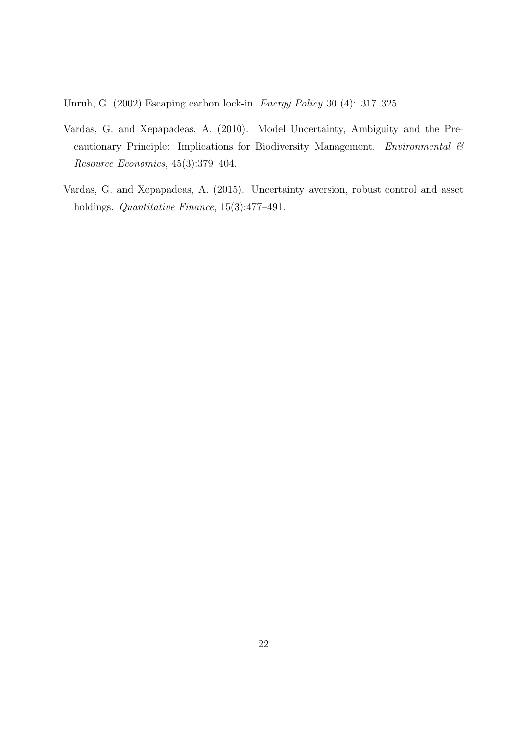Unruh, G. (2002) Escaping carbon lock-in. *Energy Policy* 30 (4): 317–325.

Vardas, G. and Xepapadeas, A. (2010). Model Uncertainty, Ambiguity and the Precautionary Principle: Implications for Biodiversity Management. *Environmental & Resource Economics*, 45(3):379–404.

Vardas, G. and Xepapadeas, A. (2015). Uncertainty aversion, robust control and asset holdings. *Quantitative Finance*, 15(3):477–491.